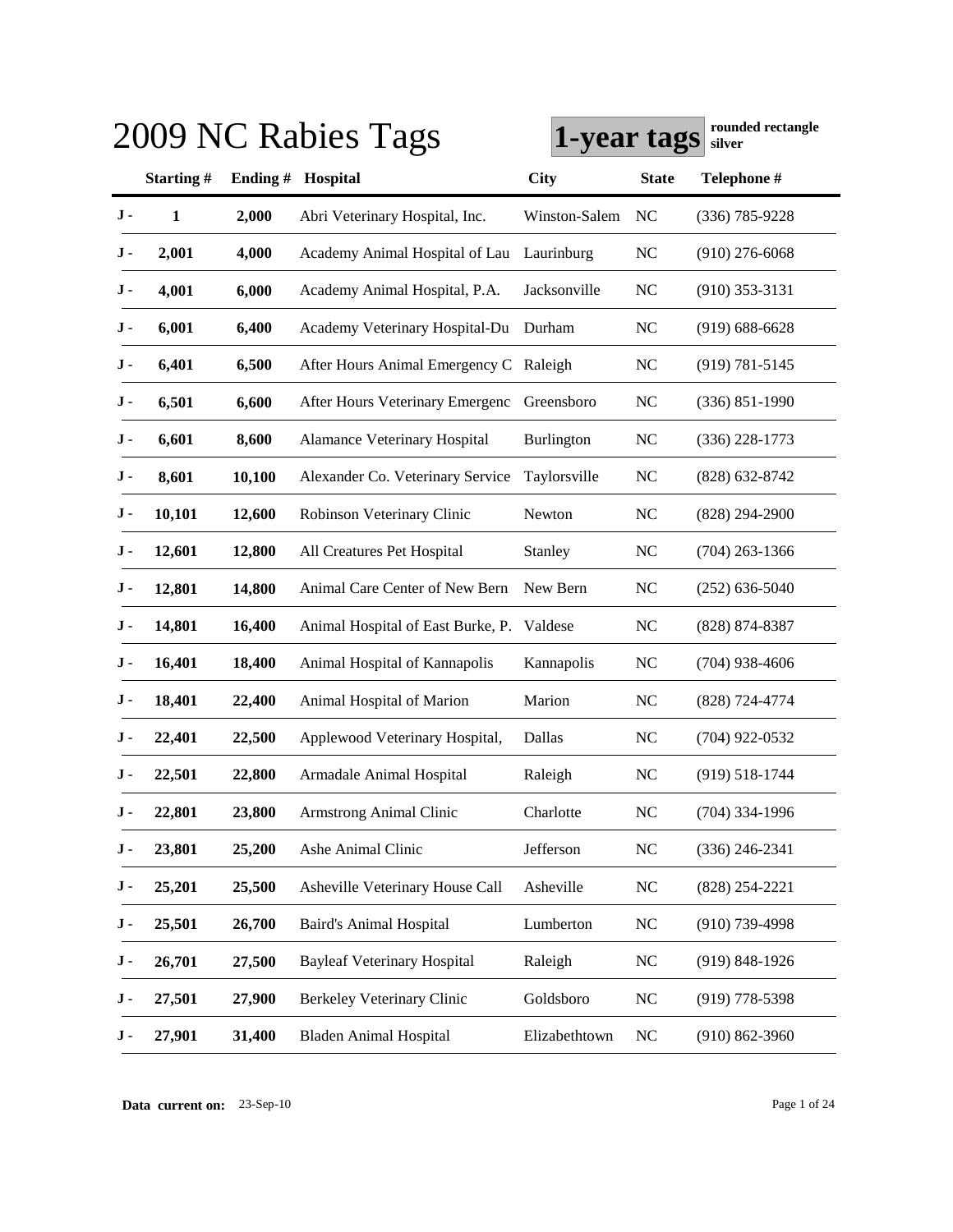# 2009 NC Rabies Tags

**1-year tags** **rounded rectangle silver**

| | Starting # | Ending # | Hospital | City | State | Telephone # |
|---|---|---|---|---|---|---|
| J - | 1 | 2,000 | Abri Veterinary Hospital, Inc. | Winston-Salem | NC | (336) 785-9228 |
| J - | 2,001 | 4,000 | Academy Animal Hospital of Lau | Laurinburg | NC | (910) 276-6068 |
| J - | 4,001 | 6,000 | Academy Animal Hospital, P.A. | Jacksonville | NC | (910) 353-3131 |
| J - | 6,001 | 6,400 | Academy Veterinary Hospital-Du | Durham | NC | (919) 688-6628 |
| J - | 6,401 | 6,500 | After Hours Animal Emergency C | Raleigh | NC | (919) 781-5145 |
| J - | 6,501 | 6,600 | After Hours Veterinary Emergenc | Greensboro | NC | (336) 851-1990 |
| J - | 6,601 | 8,600 | Alamance Veterinary Hospital | Burlington | NC | (336) 228-1773 |
| J - | 8,601 | 10,100 | Alexander Co. Veterinary Service | Taylorsville | NC | (828) 632-8742 |
| J - | 10,101 | 12,600 | Robinson Veterinary Clinic | Newton | NC | (828) 294-2900 |
| J - | 12,601 | 12,800 | All Creatures Pet Hospital | Stanley | NC | (704) 263-1366 |
| J - | 12,801 | 14,800 | Animal Care Center of New Bern | New Bern | NC | (252) 636-5040 |
| J - | 14,801 | 16,400 | Animal Hospital of East Burke, P. | Valdese | NC | (828) 874-8387 |
| J - | 16,401 | 18,400 | Animal Hospital of Kannapolis | Kannapolis | NC | (704) 938-4606 |
| J - | 18,401 | 22,400 | Animal Hospital of Marion | Marion | NC | (828) 724-4774 |
| J - | 22,401 | 22,500 | Applewood Veterinary Hospital, | Dallas | NC | (704) 922-0532 |
| J - | 22,501 | 22,800 | Armadale Animal Hospital | Raleigh | NC | (919) 518-1744 |
| J - | 22,801 | 23,800 | Armstrong Animal Clinic | Charlotte | NC | (704) 334-1996 |
| J - | 23,801 | 25,200 | Ashe Animal Clinic | Jefferson | NC | (336) 246-2341 |
| J - | 25,201 | 25,500 | Asheville Veterinary House Call | Asheville | NC | (828) 254-2221 |
| J - | 25,501 | 26,700 | Baird's Animal Hospital | Lumberton | NC | (910) 739-4998 |
| J - | 26,701 | 27,500 | Bayleaf Veterinary Hospital | Raleigh | NC | (919) 848-1926 |
| J - | 27,501 | 27,900 | Berkeley Veterinary Clinic | Goldsboro | NC | (919) 778-5398 |
| J - | 27,901 | 31,400 | Bladen Animal Hospital | Elizabethtown | NC | (910) 862-3960 |

**Data current on:** 23-Sep-10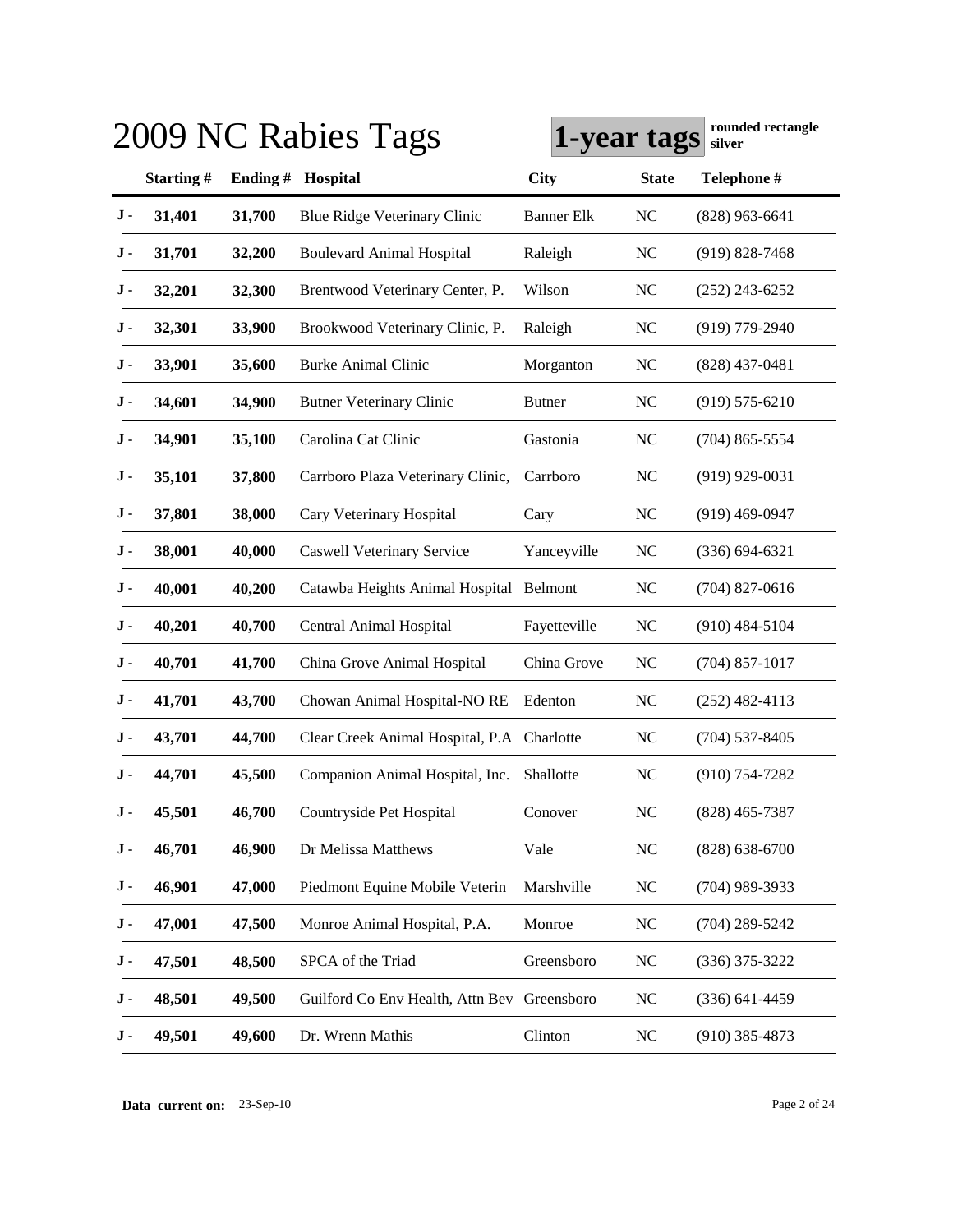# 2009 NC Rabies Tags

**1-year tags** **rounded rectangle silver**

| | Starting # | Ending # | Hospital | City | State | Telephone # |
|---|---|---|---|---|---|---|
| J - | 31,401 | 31,700 | Blue Ridge Veterinary Clinic | Banner Elk | NC | (828) 963-6641 |
| J - | 31,701 | 32,200 | Boulevard Animal Hospital | Raleigh | NC | (919) 828-7468 |
| J - | 32,201 | 32,300 | Brentwood Veterinary Center, P. | Wilson | NC | (252) 243-6252 |
| J - | 32,301 | 33,900 | Brookwood Veterinary Clinic, P. | Raleigh | NC | (919) 779-2940 |
| J - | 33,901 | 35,600 | Burke Animal Clinic | Morganton | NC | (828) 437-0481 |
| J - | 34,601 | 34,900 | Butner Veterinary Clinic | Butner | NC | (919) 575-6210 |
| J - | 34,901 | 35,100 | Carolina Cat Clinic | Gastonia | NC | (704) 865-5554 |
| J - | 35,101 | 37,800 | Carrboro Plaza Veterinary Clinic, | Carrboro | NC | (919) 929-0031 |
| J - | 37,801 | 38,000 | Cary Veterinary Hospital | Cary | NC | (919) 469-0947 |
| J - | 38,001 | 40,000 | Caswell Veterinary Service | Yanceyville | NC | (336) 694-6321 |
| J - | 40,001 | 40,200 | Catawba Heights Animal Hospital | Belmont | NC | (704) 827-0616 |
| J - | 40,201 | 40,700 | Central Animal Hospital | Fayetteville | NC | (910) 484-5104 |
| J - | 40,701 | 41,700 | China Grove Animal Hospital | China Grove | NC | (704) 857-1017 |
| J - | 41,701 | 43,700 | Chowan Animal Hospital-NO RE | Edenton | NC | (252) 482-4113 |
| J - | 43,701 | 44,700 | Clear Creek Animal Hospital, P.A | Charlotte | NC | (704) 537-8405 |
| J - | 44,701 | 45,500 | Companion Animal Hospital, Inc. | Shallotte | NC | (910) 754-7282 |
| J - | 45,501 | 46,700 | Countryside Pet Hospital | Conover | NC | (828) 465-7387 |
| J - | 46,701 | 46,900 | Dr Melissa Matthews | Vale | NC | (828) 638-6700 |
| J - | 46,901 | 47,000 | Piedmont Equine Mobile Veterin | Marshville | NC | (704) 989-3933 |
| J - | 47,001 | 47,500 | Monroe Animal Hospital, P.A. | Monroe | NC | (704) 289-5242 |
| J - | 47,501 | 48,500 | SPCA of the Triad | Greensboro | NC | (336) 375-3222 |
| J - | 48,501 | 49,500 | Guilford Co Env Health, Attn Bev | Greensboro | NC | (336) 641-4459 |
| J - | 49,501 | 49,600 | Dr. Wrenn Mathis | Clinton | NC | (910) 385-4873 |

**Data current on:** 23-Sep-10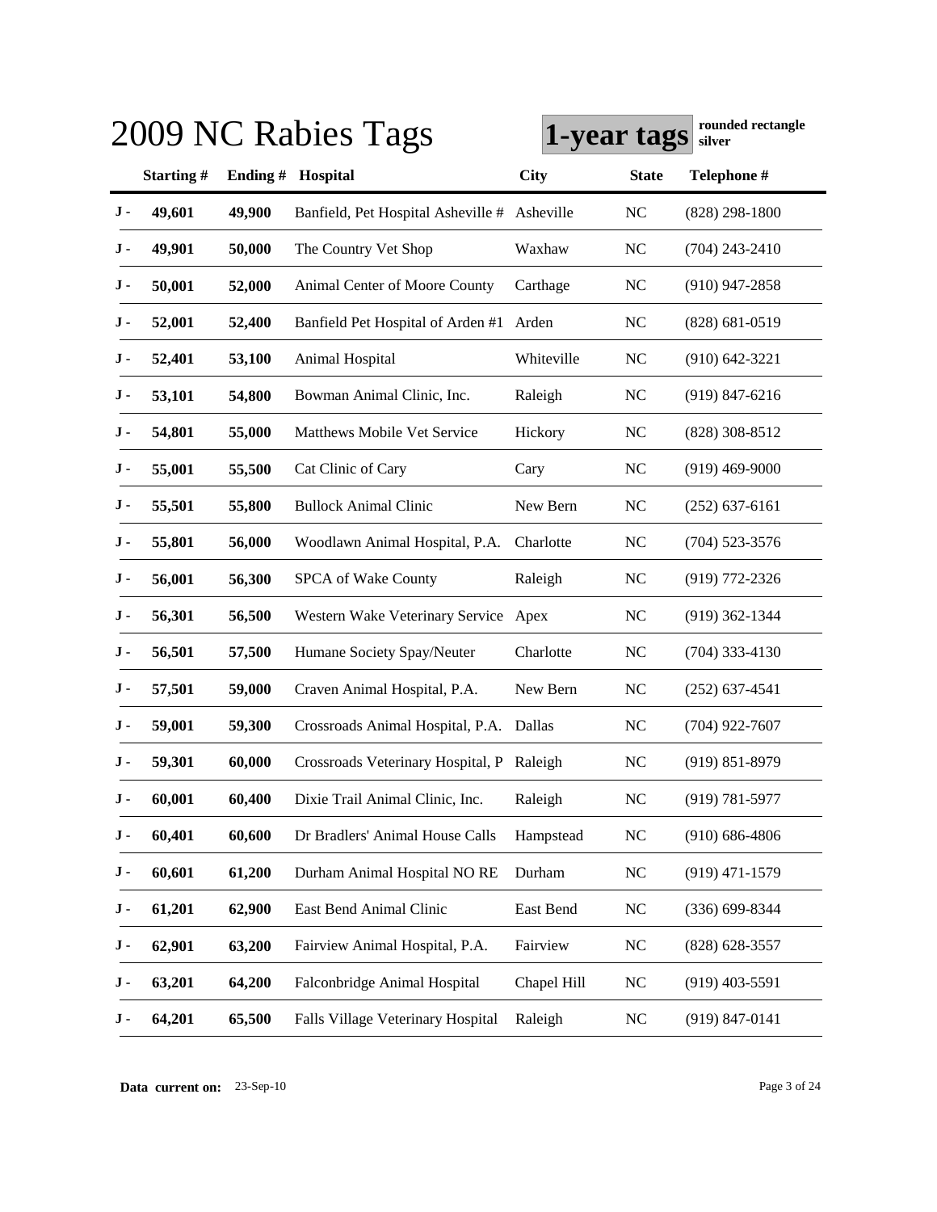# 2009 NC Rabies Tags

**1-year tags** **rounded rectangle silver**

| | Starting # | Ending # | Hospital | City | State | Telephone # |
|---|---|---|---|---|---|---|
| J - | 49,601 | 49,900 | Banfield, Pet Hospital Asheville # | Asheville | NC | (828) 298-1800 |
| J - | 49,901 | 50,000 | The Country Vet Shop | Waxhaw | NC | (704) 243-2410 |
| J - | 50,001 | 52,000 | Animal Center of Moore County | Carthage | NC | (910) 947-2858 |
| J - | 52,001 | 52,400 | Banfield Pet Hospital of Arden #1 | Arden | NC | (828) 681-0519 |
| J - | 52,401 | 53,100 | Animal Hospital | Whiteville | NC | (910) 642-3221 |
| J - | 53,101 | 54,800 | Bowman Animal Clinic, Inc. | Raleigh | NC | (919) 847-6216 |
| J - | 54,801 | 55,000 | Matthews Mobile Vet Service | Hickory | NC | (828) 308-8512 |
| J - | 55,001 | 55,500 | Cat Clinic of Cary | Cary | NC | (919) 469-9000 |
| J - | 55,501 | 55,800 | Bullock Animal Clinic | New Bern | NC | (252) 637-6161 |
| J - | 55,801 | 56,000 | Woodlawn Animal Hospital, P.A. | Charlotte | NC | (704) 523-3576 |
| J - | 56,001 | 56,300 | SPCA of Wake County | Raleigh | NC | (919) 772-2326 |
| J - | 56,301 | 56,500 | Western Wake Veterinary Service | Apex | NC | (919) 362-1344 |
| J - | 56,501 | 57,500 | Humane Society Spay/Neuter | Charlotte | NC | (704) 333-4130 |
| J - | 57,501 | 59,000 | Craven Animal Hospital, P.A. | New Bern | NC | (252) 637-4541 |
| J - | 59,001 | 59,300 | Crossroads Animal Hospital, P.A. | Dallas | NC | (704) 922-7607 |
| J - | 59,301 | 60,000 | Crossroads Veterinary Hospital, P | Raleigh | NC | (919) 851-8979 |
| J - | 60,001 | 60,400 | Dixie Trail Animal Clinic, Inc. | Raleigh | NC | (919) 781-5977 |
| J - | 60,401 | 60,600 | Dr Bradlers' Animal House Calls | Hampstead | NC | (910) 686-4806 |
| J - | 60,601 | 61,200 | Durham Animal Hospital NO RE | Durham | NC | (919) 471-1579 |
| J - | 61,201 | 62,900 | East Bend Animal Clinic | East Bend | NC | (336) 699-8344 |
| J - | 62,901 | 63,200 | Fairview Animal Hospital, P.A. | Fairview | NC | (828) 628-3557 |
| J - | 63,201 | 64,200 | Falconbridge Animal Hospital | Chapel Hill | NC | (919) 403-5591 |
| J - | 64,201 | 65,500 | Falls Village Veterinary Hospital | Raleigh | NC | (919) 847-0141 |

**Data current on:** 23-Sep-10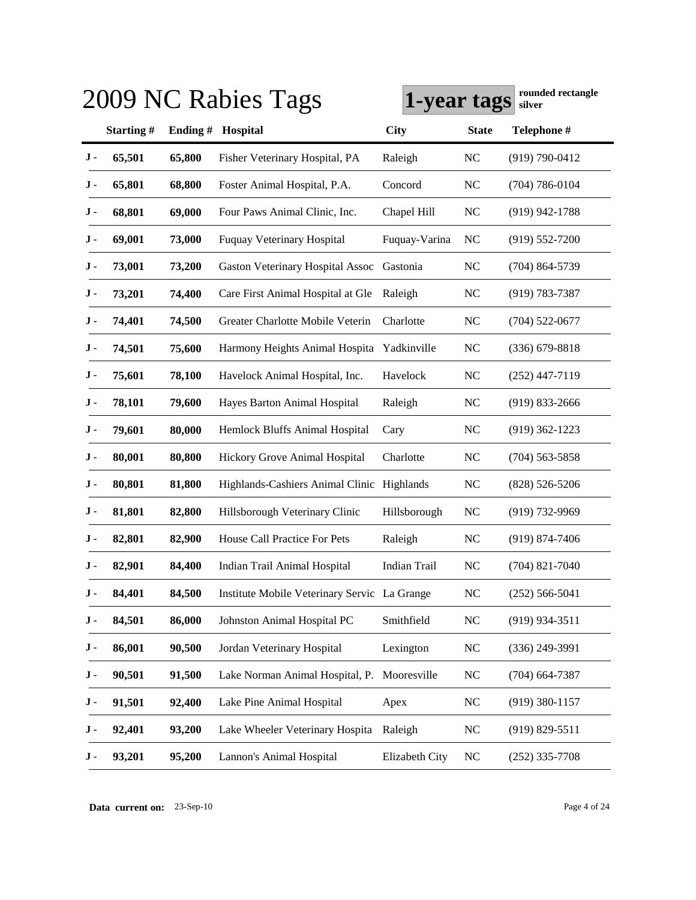# 2009 NC Rabies Tags

**1-year tags** **rounded rectangle silver**

| | Starting # | Ending # | Hospital | City | State | Telephone # |
|---|---|---|---|---|---|---|
| J - | 65,501 | 65,800 | Fisher Veterinary Hospital, PA | Raleigh | NC | (919) 790-0412 |
| J - | 65,801 | 68,800 | Foster Animal Hospital, P.A. | Concord | NC | (704) 786-0104 |
| J - | 68,801 | 69,000 | Four Paws Animal Clinic, Inc. | Chapel Hill | NC | (919) 942-1788 |
| J - | 69,001 | 73,000 | Fuquay Veterinary Hospital | Fuquay-Varina | NC | (919) 552-7200 |
| J - | 73,001 | 73,200 | Gaston Veterinary Hospital Assoc | Gastonia | NC | (704) 864-5739 |
| J - | 73,201 | 74,400 | Care First Animal Hospital at Gle | Raleigh | NC | (919) 783-7387 |
| J - | 74,401 | 74,500 | Greater Charlotte Mobile Veterin | Charlotte | NC | (704) 522-0677 |
| J - | 74,501 | 75,600 | Harmony Heights Animal Hospita | Yadkinville | NC | (336) 679-8818 |
| J - | 75,601 | 78,100 | Havelock Animal Hospital, Inc. | Havelock | NC | (252) 447-7119 |
| J - | 78,101 | 79,600 | Hayes Barton Animal Hospital | Raleigh | NC | (919) 833-2666 |
| J - | 79,601 | 80,000 | Hemlock Bluffs Animal Hospital | Cary | NC | (919) 362-1223 |
| J - | 80,001 | 80,800 | Hickory Grove Animal Hospital | Charlotte | NC | (704) 563-5858 |
| J - | 80,801 | 81,800 | Highlands-Cashiers Animal Clinic | Highlands | NC | (828) 526-5206 |
| J - | 81,801 | 82,800 | Hillsborough Veterinary Clinic | Hillsborough | NC | (919) 732-9969 |
| J - | 82,801 | 82,900 | House Call Practice For Pets | Raleigh | NC | (919) 874-7406 |
| J - | 82,901 | 84,400 | Indian Trail Animal Hospital | Indian Trail | NC | (704) 821-7040 |
| J - | 84,401 | 84,500 | Institute Mobile Veterinary Servic | La Grange | NC | (252) 566-5041 |
| J - | 84,501 | 86,000 | Johnston Animal Hospital PC | Smithfield | NC | (919) 934-3511 |
| J - | 86,001 | 90,500 | Jordan Veterinary Hospital | Lexington | NC | (336) 249-3991 |
| J - | 90,501 | 91,500 | Lake Norman Animal Hospital, P. | Mooresville | NC | (704) 664-7387 |
| J - | 91,501 | 92,400 | Lake Pine Animal Hospital | Apex | NC | (919) 380-1157 |
| J - | 92,401 | 93,200 | Lake Wheeler Veterinary Hospita | Raleigh | NC | (919) 829-5511 |
| J - | 93,201 | 95,200 | Lannon's Animal Hospital | Elizabeth City | NC | (252) 335-7708 |

**Data current on:** 23-Sep-10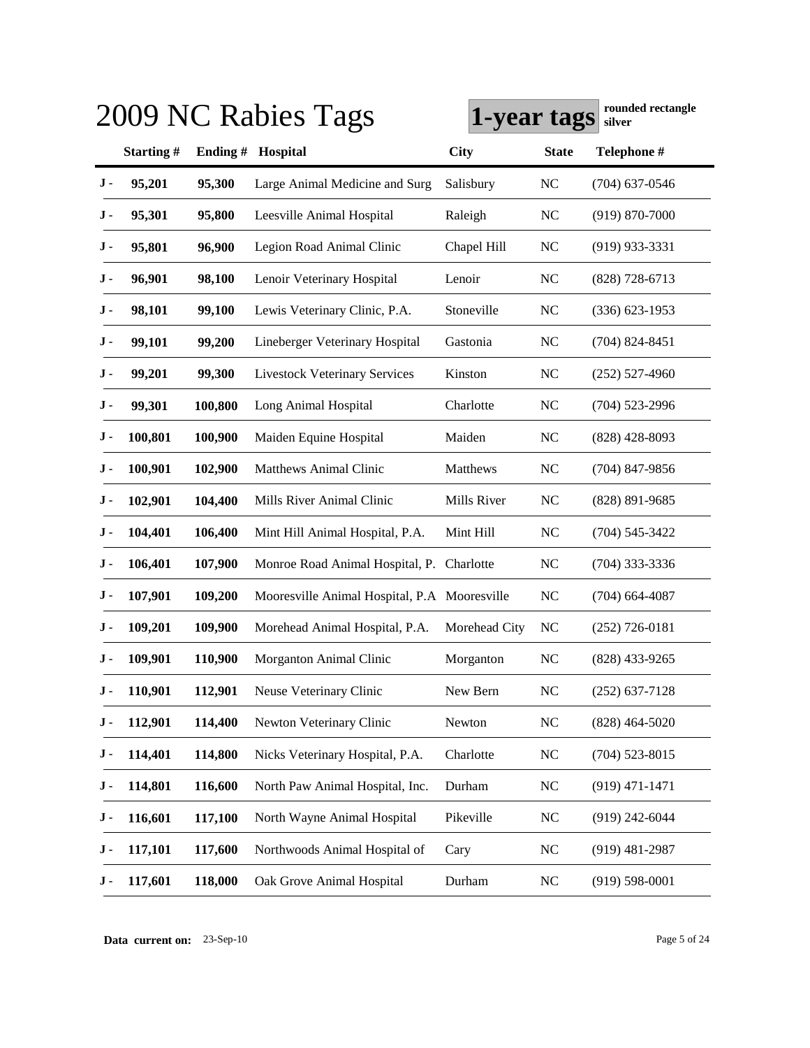# 2009 NC Rabies Tags

**1-year tags** **rounded rectangle silver**

| | Starting # | Ending # | Hospital | City | State | Telephone # |
|---|---|---|---|---|---|---|
| J - | 95,201 | 95,300 | Large Animal Medicine and Surg | Salisbury | NC | (704) 637-0546 |
| J - | 95,301 | 95,800 | Leesville Animal Hospital | Raleigh | NC | (919) 870-7000 |
| J - | 95,801 | 96,900 | Legion Road Animal Clinic | Chapel Hill | NC | (919) 933-3331 |
| J - | 96,901 | 98,100 | Lenoir Veterinary Hospital | Lenoir | NC | (828) 728-6713 |
| J - | 98,101 | 99,100 | Lewis Veterinary Clinic, P.A. | Stoneville | NC | (336) 623-1953 |
| J - | 99,101 | 99,200 | Lineberger Veterinary Hospital | Gastonia | NC | (704) 824-8451 |
| J - | 99,201 | 99,300 | Livestock Veterinary Services | Kinston | NC | (252) 527-4960 |
| J - | 99,301 | 100,800 | Long Animal Hospital | Charlotte | NC | (704) 523-2996 |
| J - | 100,801 | 100,900 | Maiden Equine Hospital | Maiden | NC | (828) 428-8093 |
| J - | 100,901 | 102,900 | Matthews Animal Clinic | Matthews | NC | (704) 847-9856 |
| J - | 102,901 | 104,400 | Mills River Animal Clinic | Mills River | NC | (828) 891-9685 |
| J - | 104,401 | 106,400 | Mint Hill Animal Hospital, P.A. | Mint Hill | NC | (704) 545-3422 |
| J - | 106,401 | 107,900 | Monroe Road Animal Hospital, P. | Charlotte | NC | (704) 333-3336 |
| J - | 107,901 | 109,200 | Mooresville Animal Hospital, P.A | Mooresville | NC | (704) 664-4087 |
| J - | 109,201 | 109,900 | Morehead Animal Hospital, P.A. | Morehead City | NC | (252) 726-0181 |
| J - | 109,901 | 110,900 | Morganton Animal Clinic | Morganton | NC | (828) 433-9265 |
| J - | 110,901 | 112,901 | Neuse Veterinary Clinic | New Bern | NC | (252) 637-7128 |
| J - | 112,901 | 114,400 | Newton Veterinary Clinic | Newton | NC | (828) 464-5020 |
| J - | 114,401 | 114,800 | Nicks Veterinary Hospital, P.A. | Charlotte | NC | (704) 523-8015 |
| J - | 114,801 | 116,600 | North Paw Animal Hospital, Inc. | Durham | NC | (919) 471-1471 |
| J - | 116,601 | 117,100 | North Wayne Animal Hospital | Pikeville | NC | (919) 242-6044 |
| J - | 117,101 | 117,600 | Northwoods Animal Hospital of | Cary | NC | (919) 481-2987 |
| J - | 117,601 | 118,000 | Oak Grove Animal Hospital | Durham | NC | (919) 598-0001 |

**Data current on:** 23-Sep-10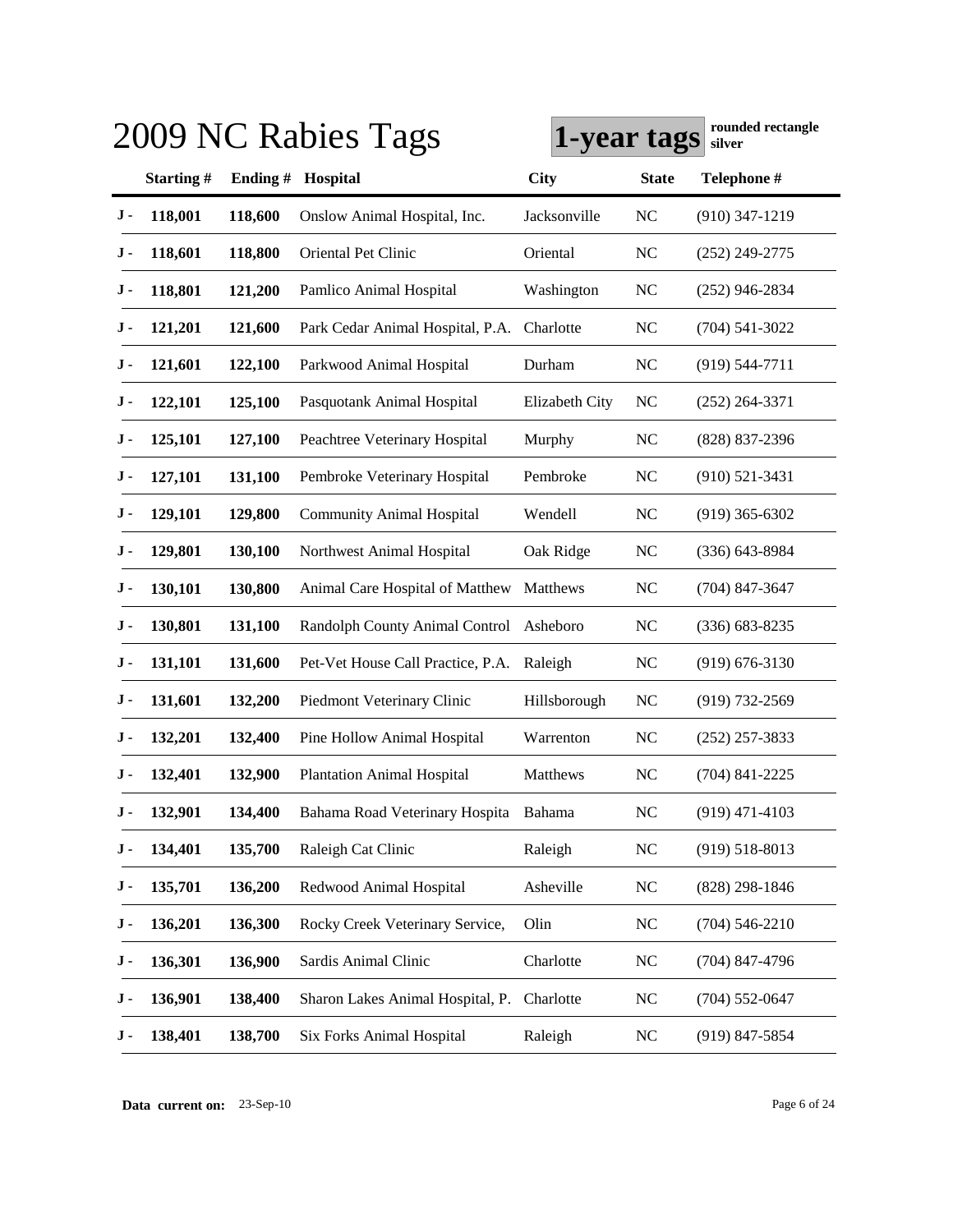# 2009 NC Rabies Tags

**1-year tags** **rounded rectangle silver**

| | Starting # | Ending # | Hospital | City | State | Telephone # |
|---|---|---|---|---|---|---|
| J - | 118,001 | 118,600 | Onslow Animal Hospital, Inc. | Jacksonville | NC | (910) 347-1219 |
| J - | 118,601 | 118,800 | Oriental Pet Clinic | Oriental | NC | (252) 249-2775 |
| J - | 118,801 | 121,200 | Pamlico Animal Hospital | Washington | NC | (252) 946-2834 |
| J - | 121,201 | 121,600 | Park Cedar Animal Hospital, P.A. | Charlotte | NC | (704) 541-3022 |
| J - | 121,601 | 122,100 | Parkwood Animal Hospital | Durham | NC | (919) 544-7711 |
| J - | 122,101 | 125,100 | Pasquotank Animal Hospital | Elizabeth City | NC | (252) 264-3371 |
| J - | 125,101 | 127,100 | Peachtree Veterinary Hospital | Murphy | NC | (828) 837-2396 |
| J - | 127,101 | 131,100 | Pembroke Veterinary Hospital | Pembroke | NC | (910) 521-3431 |
| J - | 129,101 | 129,800 | Community Animal Hospital | Wendell | NC | (919) 365-6302 |
| J - | 129,801 | 130,100 | Northwest Animal Hospital | Oak Ridge | NC | (336) 643-8984 |
| J - | 130,101 | 130,800 | Animal Care Hospital of Matthew | Matthews | NC | (704) 847-3647 |
| J - | 130,801 | 131,100 | Randolph County Animal Control | Asheboro | NC | (336) 683-8235 |
| J - | 131,101 | 131,600 | Pet-Vet House Call Practice, P.A. | Raleigh | NC | (919) 676-3130 |
| J - | 131,601 | 132,200 | Piedmont Veterinary Clinic | Hillsborough | NC | (919) 732-2569 |
| J - | 132,201 | 132,400 | Pine Hollow Animal Hospital | Warrenton | NC | (252) 257-3833 |
| J - | 132,401 | 132,900 | Plantation Animal Hospital | Matthews | NC | (704) 841-2225 |
| J - | 132,901 | 134,400 | Bahama Road Veterinary Hospita | Bahama | NC | (919) 471-4103 |
| J - | 134,401 | 135,700 | Raleigh Cat Clinic | Raleigh | NC | (919) 518-8013 |
| J - | 135,701 | 136,200 | Redwood Animal Hospital | Asheville | NC | (828) 298-1846 |
| J - | 136,201 | 136,300 | Rocky Creek Veterinary Service, | Olin | NC | (704) 546-2210 |
| J - | 136,301 | 136,900 | Sardis Animal Clinic | Charlotte | NC | (704) 847-4796 |
| J - | 136,901 | 138,400 | Sharon Lakes Animal Hospital, P. | Charlotte | NC | (704) 552-0647 |
| J - | 138,401 | 138,700 | Six Forks Animal Hospital | Raleigh | NC | (919) 847-5854 |

**Data current on:** 23-Sep-10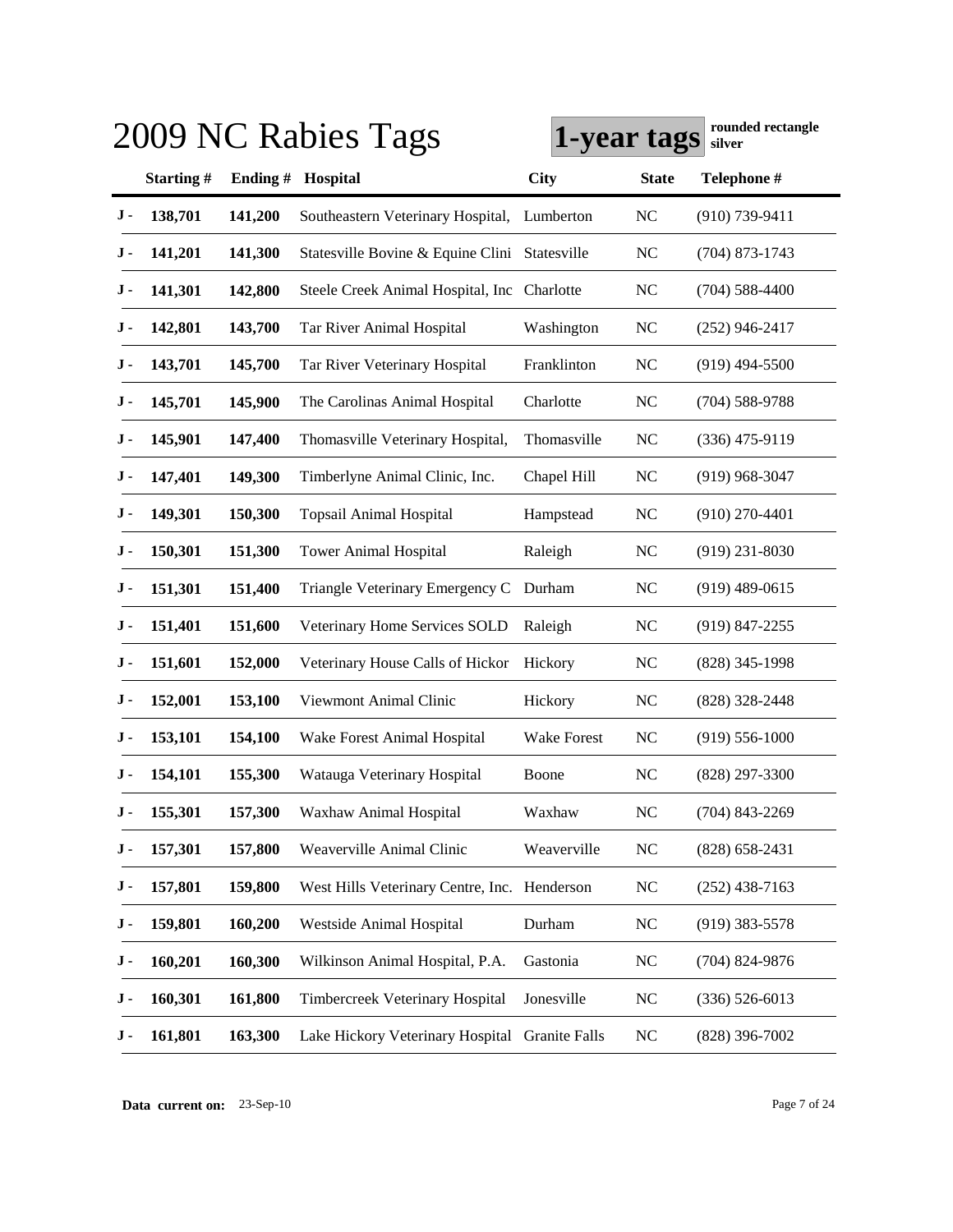# 2009 NC Rabies Tags

**1-year tags** **rounded rectangle silver**

| | Starting # | Ending # | Hospital | City | State | Telephone # |
|---|---|---|---|---|---|---|
| J - | 138,701 | 141,200 | Southeastern Veterinary Hospital, | Lumberton | NC | (910) 739-9411 |
| J - | 141,201 | 141,300 | Statesville Bovine & Equine Clini | Statesville | NC | (704) 873-1743 |
| J - | 141,301 | 142,800 | Steele Creek Animal Hospital, Inc | Charlotte | NC | (704) 588-4400 |
| J - | 142,801 | 143,700 | Tar River Animal Hospital | Washington | NC | (252) 946-2417 |
| J - | 143,701 | 145,700 | Tar River Veterinary Hospital | Franklinton | NC | (919) 494-5500 |
| J - | 145,701 | 145,900 | The Carolinas Animal Hospital | Charlotte | NC | (704) 588-9788 |
| J - | 145,901 | 147,400 | Thomasville Veterinary Hospital, | Thomasville | NC | (336) 475-9119 |
| J - | 147,401 | 149,300 | Timberlyne Animal Clinic, Inc. | Chapel Hill | NC | (919) 968-3047 |
| J - | 149,301 | 150,300 | Topsail Animal Hospital | Hampstead | NC | (910) 270-4401 |
| J - | 150,301 | 151,300 | Tower Animal Hospital | Raleigh | NC | (919) 231-8030 |
| J - | 151,301 | 151,400 | Triangle Veterinary Emergency C | Durham | NC | (919) 489-0615 |
| J - | 151,401 | 151,600 | Veterinary Home Services SOLD | Raleigh | NC | (919) 847-2255 |
| J - | 151,601 | 152,000 | Veterinary House Calls of Hickor | Hickory | NC | (828) 345-1998 |
| J - | 152,001 | 153,100 | Viewmont Animal Clinic | Hickory | NC | (828) 328-2448 |
| J - | 153,101 | 154,100 | Wake Forest Animal Hospital | Wake Forest | NC | (919) 556-1000 |
| J - | 154,101 | 155,300 | Watauga Veterinary Hospital | Boone | NC | (828) 297-3300 |
| J - | 155,301 | 157,300 | Waxhaw Animal Hospital | Waxhaw | NC | (704) 843-2269 |
| J - | 157,301 | 157,800 | Weaverville Animal Clinic | Weaverville | NC | (828) 658-2431 |
| J - | 157,801 | 159,800 | West Hills Veterinary Centre, Inc. | Henderson | NC | (252) 438-7163 |
| J - | 159,801 | 160,200 | Westside Animal Hospital | Durham | NC | (919) 383-5578 |
| J - | 160,201 | 160,300 | Wilkinson Animal Hospital, P.A. | Gastonia | NC | (704) 824-9876 |
| J - | 160,301 | 161,800 | Timbercreek Veterinary Hospital | Jonesville | NC | (336) 526-6013 |
| J - | 161,801 | 163,300 | Lake Hickory Veterinary Hospital | Granite Falls | NC | (828) 396-7002 |

**Data current on:** 23-Sep-10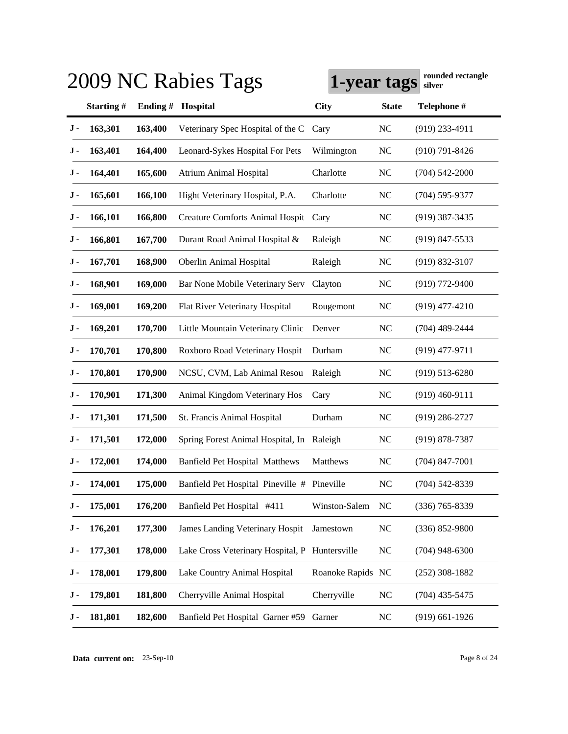# 2009 NC Rabies Tags

**1-year tags** **rounded rectangle silver**

| | Starting # | Ending # | Hospital | City | State | Telephone # |
|---|---|---|---|---|---|---|
| J - | 163,301 | 163,400 | Veterinary Spec Hospital of the C | Cary | NC | (919) 233-4911 |
| J - | 163,401 | 164,400 | Leonard-Sykes Hospital For Pets | Wilmington | NC | (910) 791-8426 |
| J - | 164,401 | 165,600 | Atrium Animal Hospital | Charlotte | NC | (704) 542-2000 |
| J - | 165,601 | 166,100 | Hight Veterinary Hospital, P.A. | Charlotte | NC | (704) 595-9377 |
| J - | 166,101 | 166,800 | Creature Comforts Animal Hospit | Cary | NC | (919) 387-3435 |
| J - | 166,801 | 167,700 | Durant Road Animal Hospital & | Raleigh | NC | (919) 847-5533 |
| J - | 167,701 | 168,900 | Oberlin Animal Hospital | Raleigh | NC | (919) 832-3107 |
| J - | 168,901 | 169,000 | Bar None Mobile Veterinary Serv | Clayton | NC | (919) 772-9400 |
| J - | 169,001 | 169,200 | Flat River Veterinary Hospital | Rougemont | NC | (919) 477-4210 |
| J - | 169,201 | 170,700 | Little Mountain Veterinary Clinic | Denver | NC | (704) 489-2444 |
| J - | 170,701 | 170,800 | Roxboro Road Veterinary Hospit | Durham | NC | (919) 477-9711 |
| J - | 170,801 | 170,900 | NCSU, CVM, Lab Animal Resou | Raleigh | NC | (919) 513-6280 |
| J - | 170,901 | 171,300 | Animal Kingdom Veterinary Hos | Cary | NC | (919) 460-9111 |
| J - | 171,301 | 171,500 | St. Francis Animal Hospital | Durham | NC | (919) 286-2727 |
| J - | 171,501 | 172,000 | Spring Forest Animal Hospital, In | Raleigh | NC | (919) 878-7387 |
| J - | 172,001 | 174,000 | Banfield Pet Hospital Matthews | Matthews | NC | (704) 847-7001 |
| J - | 174,001 | 175,000 | Banfield Pet Hospital Pineville # | Pineville | NC | (704) 542-8339 |
| J - | 175,001 | 176,200 | Banfield Pet Hospital #411 | Winston-Salem | NC | (336) 765-8339 |
| J - | 176,201 | 177,300 | James Landing Veterinary Hospit | Jamestown | NC | (336) 852-9800 |
| J - | 177,301 | 178,000 | Lake Cross Veterinary Hospital, P | Huntersville | NC | (704) 948-6300 |
| J - | 178,001 | 179,800 | Lake Country Animal Hospital | Roanoke Rapids | NC | (252) 308-1882 |
| J - | 179,801 | 181,800 | Cherryville Animal Hospital | Cherryville | NC | (704) 435-5475 |
| J - | 181,801 | 182,600 | Banfield Pet Hospital Garner #59 | Garner | NC | (919) 661-1926 |

**Data current on:** 23-Sep-10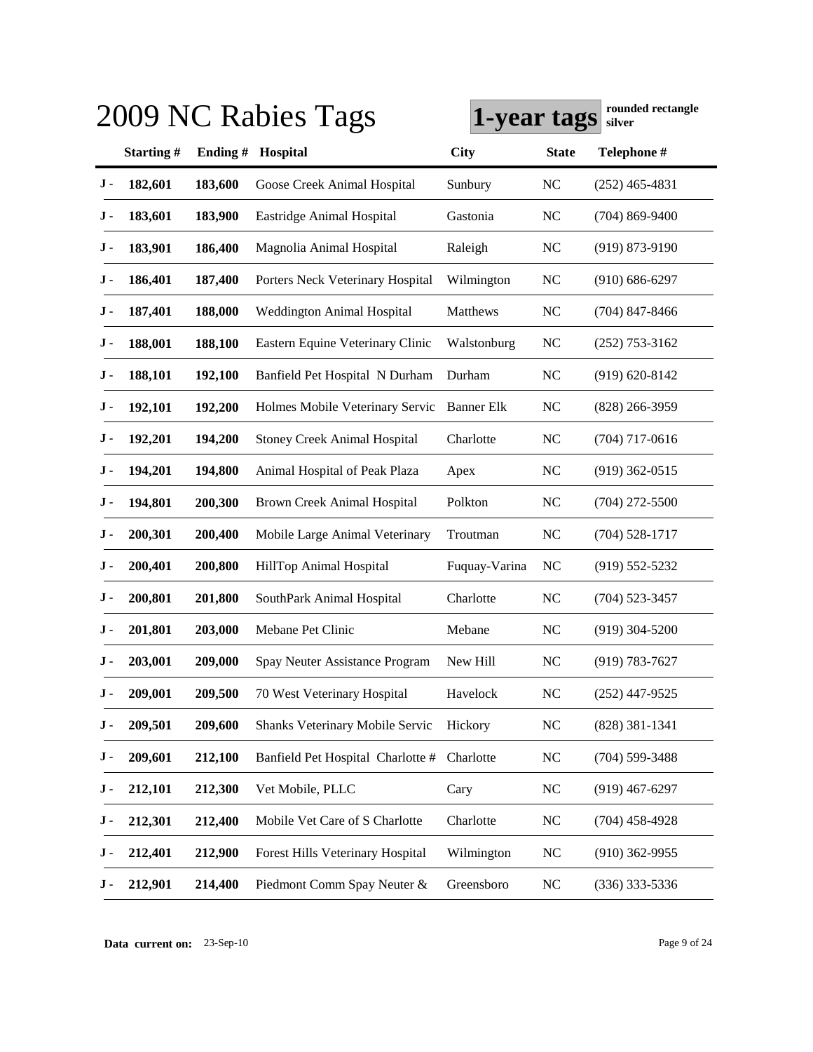# 2009 NC Rabies Tags

**1-year tags** **rounded rectangle silver**

| | Starting # | Ending # | Hospital | City | State | Telephone # |
|---|---|---|---|---|---|---|
| J - | 182,601 | 183,600 | Goose Creek Animal Hospital | Sunbury | NC | (252) 465-4831 |
| J - | 183,601 | 183,900 | Eastridge Animal Hospital | Gastonia | NC | (704) 869-9400 |
| J - | 183,901 | 186,400 | Magnolia Animal Hospital | Raleigh | NC | (919) 873-9190 |
| J - | 186,401 | 187,400 | Porters Neck Veterinary Hospital | Wilmington | NC | (910) 686-6297 |
| J - | 187,401 | 188,000 | Weddington Animal Hospital | Matthews | NC | (704) 847-8466 |
| J - | 188,001 | 188,100 | Eastern Equine Veterinary Clinic | Walstonburg | NC | (252) 753-3162 |
| J - | 188,101 | 192,100 | Banfield Pet Hospital N Durham | Durham | NC | (919) 620-8142 |
| J - | 192,101 | 192,200 | Holmes Mobile Veterinary Servic | Banner Elk | NC | (828) 266-3959 |
| J - | 192,201 | 194,200 | Stoney Creek Animal Hospital | Charlotte | NC | (704) 717-0616 |
| J - | 194,201 | 194,800 | Animal Hospital of Peak Plaza | Apex | NC | (919) 362-0515 |
| J - | 194,801 | 200,300 | Brown Creek Animal Hospital | Polkton | NC | (704) 272-5500 |
| J - | 200,301 | 200,400 | Mobile Large Animal Veterinary | Troutman | NC | (704) 528-1717 |
| J - | 200,401 | 200,800 | HillTop Animal Hospital | Fuquay-Varina | NC | (919) 552-5232 |
| J - | 200,801 | 201,800 | SouthPark Animal Hospital | Charlotte | NC | (704) 523-3457 |
| J - | 201,801 | 203,000 | Mebane Pet Clinic | Mebane | NC | (919) 304-5200 |
| J - | 203,001 | 209,000 | Spay Neuter Assistance Program | New Hill | NC | (919) 783-7627 |
| J - | 209,001 | 209,500 | 70 West Veterinary Hospital | Havelock | NC | (252) 447-9525 |
| J - | 209,501 | 209,600 | Shanks Veterinary Mobile Servic | Hickory | NC | (828) 381-1341 |
| J - | 209,601 | 212,100 | Banfield Pet Hospital Charlotte # | Charlotte | NC | (704) 599-3488 |
| J - | 212,101 | 212,300 | Vet Mobile, PLLC | Cary | NC | (919) 467-6297 |
| J - | 212,301 | 212,400 | Mobile Vet Care of S Charlotte | Charlotte | NC | (704) 458-4928 |
| J - | 212,401 | 212,900 | Forest Hills Veterinary Hospital | Wilmington | NC | (910) 362-9955 |
| J - | 212,901 | 214,400 | Piedmont Comm Spay Neuter & | Greensboro | NC | (336) 333-5336 |

**Data current on:** 23-Sep-10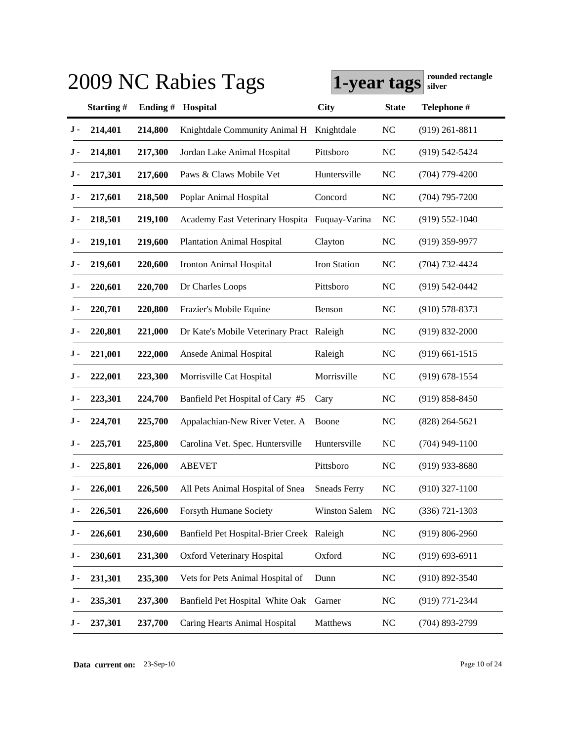# 2009 NC Rabies Tags

**1-year tags** rounded rectangle silver

| | Starting # | Ending # | Hospital | City | State | Telephone # |
|---|---|---|---|---|---|---|
| J - | 214,401 | 214,800 | Knightdale Community Animal H | Knightdale | NC | (919) 261-8811 |
| J - | 214,801 | 217,300 | Jordan Lake Animal Hospital | Pittsboro | NC | (919) 542-5424 |
| J - | 217,301 | 217,600 | Paws & Claws Mobile Vet | Huntersville | NC | (704) 779-4200 |
| J - | 217,601 | 218,500 | Poplar Animal Hospital | Concord | NC | (704) 795-7200 |
| J - | 218,501 | 219,100 | Academy East Veterinary Hospita | Fuquay-Varina | NC | (919) 552-1040 |
| J - | 219,101 | 219,600 | Plantation Animal Hospital | Clayton | NC | (919) 359-9977 |
| J - | 219,601 | 220,600 | Ironton Animal Hospital | Iron Station | NC | (704) 732-4424 |
| J - | 220,601 | 220,700 | Dr Charles Loops | Pittsboro | NC | (919) 542-0442 |
| J - | 220,701 | 220,800 | Frazier's Mobile Equine | Benson | NC | (910) 578-8373 |
| J - | 220,801 | 221,000 | Dr Kate's Mobile Veterinary Pract | Raleigh | NC | (919) 832-2000 |
| J - | 221,001 | 222,000 | Ansede Animal Hospital | Raleigh | NC | (919) 661-1515 |
| J - | 222,001 | 223,300 | Morrisville Cat Hospital | Morrisville | NC | (919) 678-1554 |
| J - | 223,301 | 224,700 | Banfield Pet Hospital of Cary #5 | Cary | NC | (919) 858-8450 |
| J - | 224,701 | 225,700 | Appalachian-New River Veter. A | Boone | NC | (828) 264-5621 |
| J - | 225,701 | 225,800 | Carolina Vet. Spec. Huntersville | Huntersville | NC | (704) 949-1100 |
| J - | 225,801 | 226,000 | ABEVET | Pittsboro | NC | (919) 933-8680 |
| J - | 226,001 | 226,500 | All Pets Animal Hospital of Snea | Sneads Ferry | NC | (910) 327-1100 |
| J - | 226,501 | 226,600 | Forsyth Humane Society | Winston Salem | NC | (336) 721-1303 |
| J - | 226,601 | 230,600 | Banfield Pet Hospital-Brier Creek | Raleigh | NC | (919) 806-2960 |
| J - | 230,601 | 231,300 | Oxford Veterinary Hospital | Oxford | NC | (919) 693-6911 |
| J - | 231,301 | 235,300 | Vets for Pets Animal Hospital of | Dunn | NC | (910) 892-3540 |
| J - | 235,301 | 237,300 | Banfield Pet Hospital White Oak | Garner | NC | (919) 771-2344 |
| J - | 237,301 | 237,700 | Caring Hearts Animal Hospital | Matthews | NC | (704) 893-2799 |

**Data current on:** 23-Sep-10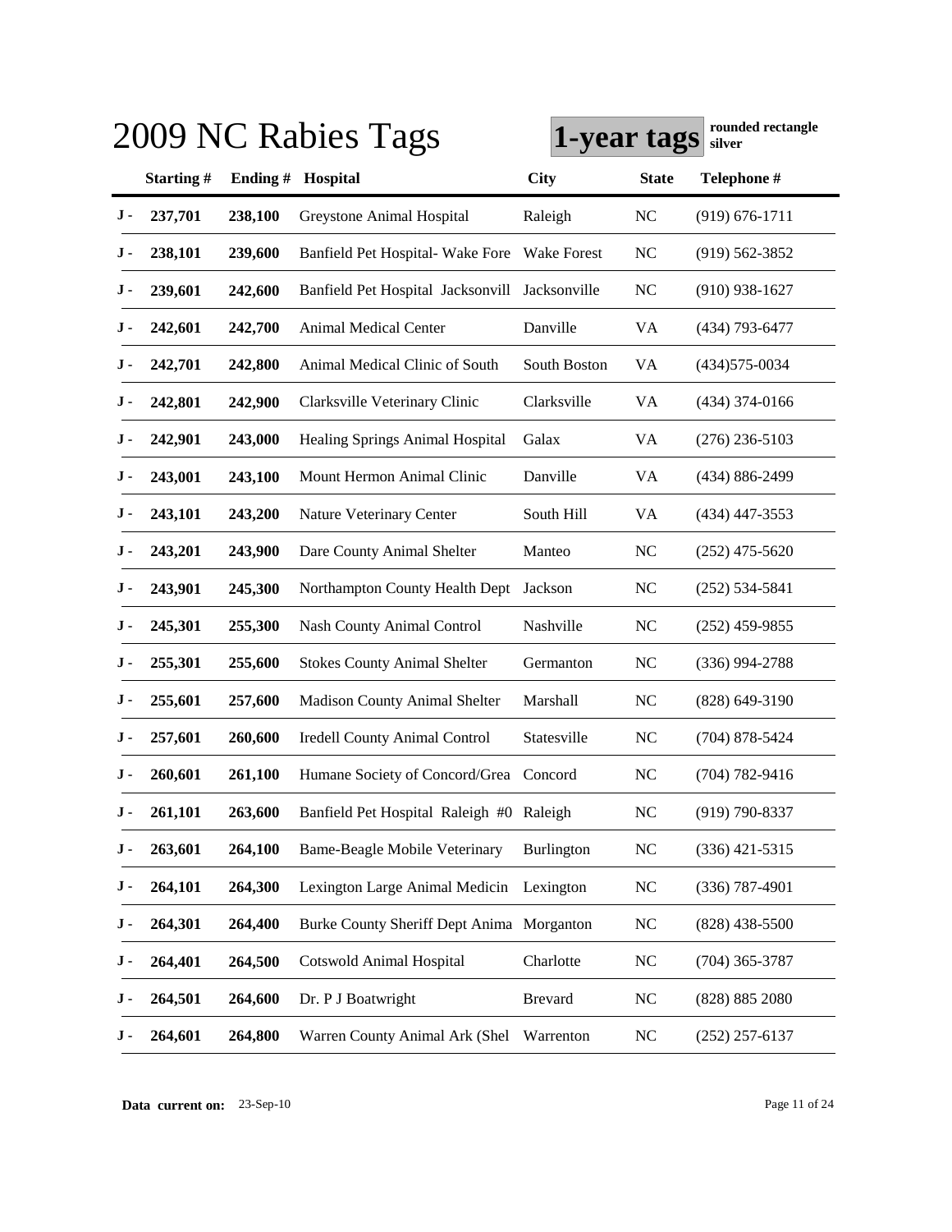# 2009 NC Rabies Tags

**1-year tags** **rounded rectangle silver**

| | Starting # | Ending # | Hospital | City | State | Telephone # |
|---|---|---|---|---|---|---|
| J - | 237,701 | 238,100 | Greystone Animal Hospital | Raleigh | NC | (919) 676-1711 |
| J - | 238,101 | 239,600 | Banfield Pet Hospital- Wake Fore | Wake Forest | NC | (919) 562-3852 |
| J - | 239,601 | 242,600 | Banfield Pet Hospital Jacksonvill | Jacksonville | NC | (910) 938-1627 |
| J - | 242,601 | 242,700 | Animal Medical Center | Danville | VA | (434) 793-6477 |
| J - | 242,701 | 242,800 | Animal Medical Clinic of South | South Boston | VA | (434)575-0034 |
| J - | 242,801 | 242,900 | Clarksville Veterinary Clinic | Clarksville | VA | (434) 374-0166 |
| J - | 242,901 | 243,000 | Healing Springs Animal Hospital | Galax | VA | (276) 236-5103 |
| J - | 243,001 | 243,100 | Mount Hermon Animal Clinic | Danville | VA | (434) 886-2499 |
| J - | 243,101 | 243,200 | Nature Veterinary Center | South Hill | VA | (434) 447-3553 |
| J - | 243,201 | 243,900 | Dare County Animal Shelter | Manteo | NC | (252) 475-5620 |
| J - | 243,901 | 245,300 | Northampton County Health Dept | Jackson | NC | (252) 534-5841 |
| J - | 245,301 | 255,300 | Nash County Animal Control | Nashville | NC | (252) 459-9855 |
| J - | 255,301 | 255,600 | Stokes County Animal Shelter | Germanton | NC | (336) 994-2788 |
| J - | 255,601 | 257,600 | Madison County Animal Shelter | Marshall | NC | (828) 649-3190 |
| J - | 257,601 | 260,600 | Iredell County Animal Control | Statesville | NC | (704) 878-5424 |
| J - | 260,601 | 261,100 | Humane Society of Concord/Grea | Concord | NC | (704) 782-9416 |
| J - | 261,101 | 263,600 | Banfield Pet Hospital Raleigh #0 | Raleigh | NC | (919) 790-8337 |
| J - | 263,601 | 264,100 | Bame-Beagle Mobile Veterinary | Burlington | NC | (336) 421-5315 |
| J - | 264,101 | 264,300 | Lexington Large Animal Medicin | Lexington | NC | (336) 787-4901 |
| J - | 264,301 | 264,400 | Burke County Sheriff Dept Anima | Morganton | NC | (828) 438-5500 |
| J - | 264,401 | 264,500 | Cotswold Animal Hospital | Charlotte | NC | (704) 365-3787 |
| J - | 264,501 | 264,600 | Dr. P J Boatwright | Brevard | NC | (828) 885 2080 |
| J - | 264,601 | 264,800 | Warren County Animal Ark (Shel | Warrenton | NC | (252) 257-6137 |

**Data current on:** 23-Sep-10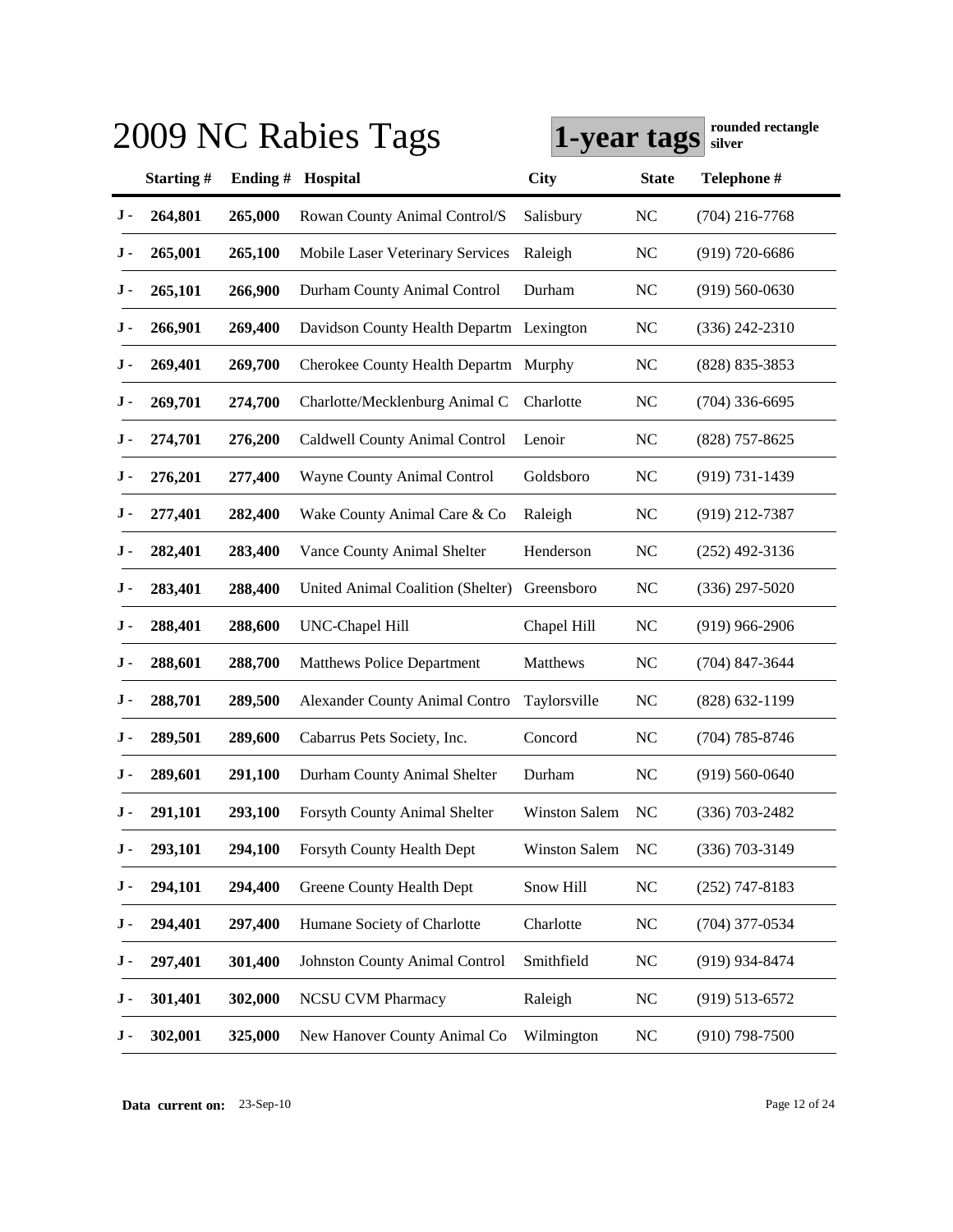# 2009 NC Rabies Tags

**1-year tags** **rounded rectangle silver**

| | Starting # | Ending # | Hospital | City | State | Telephone # |
|---|---|---|---|---|---|---|
| J - | 264,801 | 265,000 | Rowan County Animal Control/S | Salisbury | NC | (704) 216-7768 |
| J - | 265,001 | 265,100 | Mobile Laser Veterinary Services | Raleigh | NC | (919) 720-6686 |
| J - | 265,101 | 266,900 | Durham County Animal Control | Durham | NC | (919) 560-0630 |
| J - | 266,901 | 269,400 | Davidson County Health Departm | Lexington | NC | (336) 242-2310 |
| J - | 269,401 | 269,700 | Cherokee County Health Departm | Murphy | NC | (828) 835-3853 |
| J - | 269,701 | 274,700 | Charlotte/Mecklenburg Animal C | Charlotte | NC | (704) 336-6695 |
| J - | 274,701 | 276,200 | Caldwell County Animal Control | Lenoir | NC | (828) 757-8625 |
| J - | 276,201 | 277,400 | Wayne County Animal Control | Goldsboro | NC | (919) 731-1439 |
| J - | 277,401 | 282,400 | Wake County Animal Care & Co | Raleigh | NC | (919) 212-7387 |
| J - | 282,401 | 283,400 | Vance County Animal Shelter | Henderson | NC | (252) 492-3136 |
| J - | 283,401 | 288,400 | United Animal Coalition (Shelter) | Greensboro | NC | (336) 297-5020 |
| J - | 288,401 | 288,600 | UNC-Chapel Hill | Chapel Hill | NC | (919) 966-2906 |
| J - | 288,601 | 288,700 | Matthews Police Department | Matthews | NC | (704) 847-3644 |
| J - | 288,701 | 289,500 | Alexander County Animal Contro | Taylorsville | NC | (828) 632-1199 |
| J - | 289,501 | 289,600 | Cabarrus Pets Society, Inc. | Concord | NC | (704) 785-8746 |
| J - | 289,601 | 291,100 | Durham County Animal Shelter | Durham | NC | (919) 560-0640 |
| J - | 291,101 | 293,100 | Forsyth County Animal Shelter | Winston Salem | NC | (336) 703-2482 |
| J - | 293,101 | 294,100 | Forsyth County Health Dept | Winston Salem | NC | (336) 703-3149 |
| J - | 294,101 | 294,400 | Greene County Health Dept | Snow Hill | NC | (252) 747-8183 |
| J - | 294,401 | 297,400 | Humane Society of Charlotte | Charlotte | NC | (704) 377-0534 |
| J - | 297,401 | 301,400 | Johnston County Animal Control | Smithfield | NC | (919) 934-8474 |
| J - | 301,401 | 302,000 | NCSU CVM Pharmacy | Raleigh | NC | (919) 513-6572 |
| J - | 302,001 | 325,000 | New Hanover County Animal Co | Wilmington | NC | (910) 798-7500 |

**Data current on:** 23-Sep-10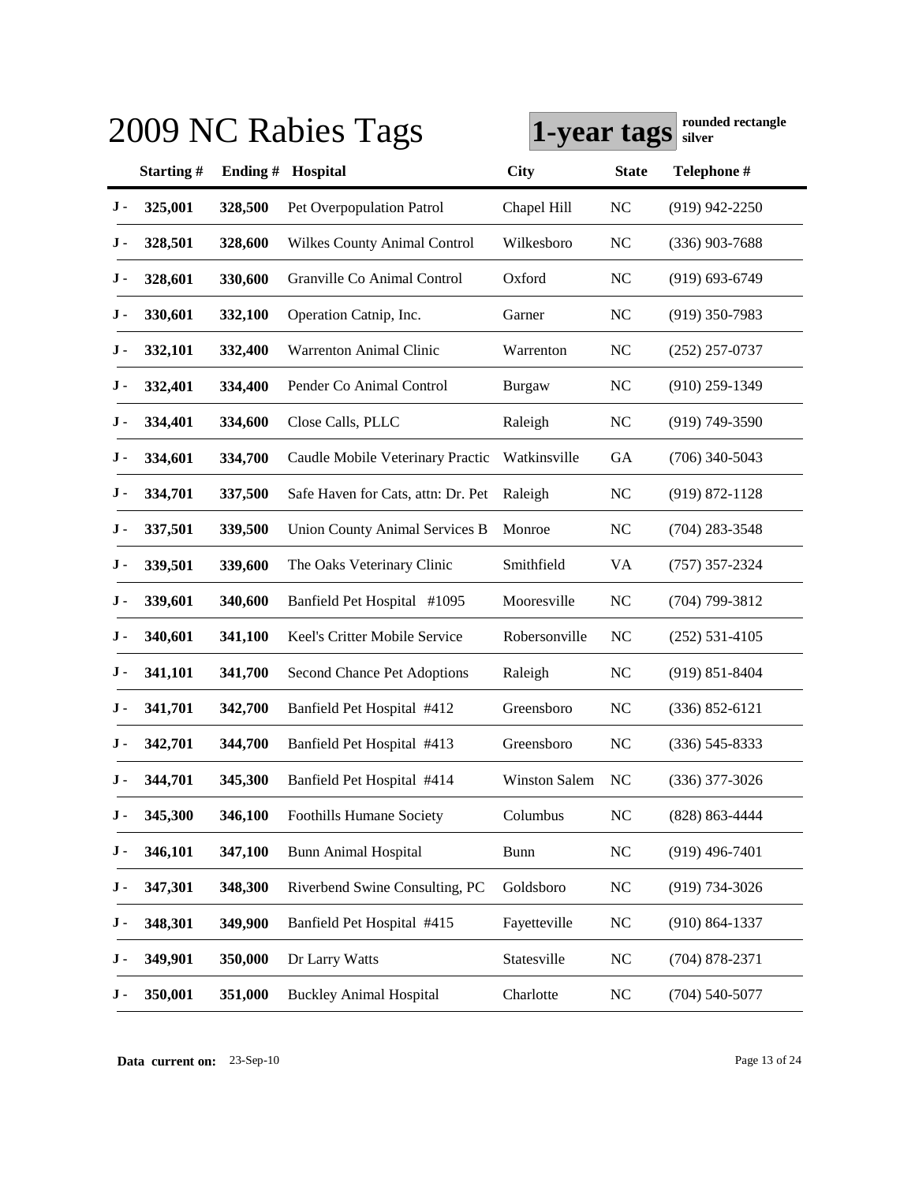# 2009 NC Rabies Tags

**1-year tags** **rounded rectangle silver**

| | Starting # | Ending # | Hospital | City | State | Telephone # |
|---|---|---|---|---|---|---|
| J - | 325,001 | 328,500 | Pet Overpopulation Patrol | Chapel Hill | NC | (919) 942-2250 |
| J - | 328,501 | 328,600 | Wilkes County Animal Control | Wilkesboro | NC | (336) 903-7688 |
| J - | 328,601 | 330,600 | Granville Co Animal Control | Oxford | NC | (919) 693-6749 |
| J - | 330,601 | 332,100 | Operation Catnip, Inc. | Garner | NC | (919) 350-7983 |
| J - | 332,101 | 332,400 | Warrenton Animal Clinic | Warrenton | NC | (252) 257-0737 |
| J - | 332,401 | 334,400 | Pender Co Animal Control | Burgaw | NC | (910) 259-1349 |
| J - | 334,401 | 334,600 | Close Calls, PLLC | Raleigh | NC | (919) 749-3590 |
| J - | 334,601 | 334,700 | Caudle Mobile Veterinary Practic | Watkinsville | GA | (706) 340-5043 |
| J - | 334,701 | 337,500 | Safe Haven for Cats, attn: Dr. Pet | Raleigh | NC | (919) 872-1128 |
| J - | 337,501 | 339,500 | Union County Animal Services B | Monroe | NC | (704) 283-3548 |
| J - | 339,501 | 339,600 | The Oaks Veterinary Clinic | Smithfield | VA | (757) 357-2324 |
| J - | 339,601 | 340,600 | Banfield Pet Hospital #1095 | Mooresville | NC | (704) 799-3812 |
| J - | 340,601 | 341,100 | Keel's Critter Mobile Service | Robersonville | NC | (252) 531-4105 |
| J - | 341,101 | 341,700 | Second Chance Pet Adoptions | Raleigh | NC | (919) 851-8404 |
| J - | 341,701 | 342,700 | Banfield Pet Hospital #412 | Greensboro | NC | (336) 852-6121 |
| J - | 342,701 | 344,700 | Banfield Pet Hospital #413 | Greensboro | NC | (336) 545-8333 |
| J - | 344,701 | 345,300 | Banfield Pet Hospital #414 | Winston Salem | NC | (336) 377-3026 |
| J - | 345,300 | 346,100 | Foothills Humane Society | Columbus | NC | (828) 863-4444 |
| J - | 346,101 | 347,100 | Bunn Animal Hospital | Bunn | NC | (919) 496-7401 |
| J - | 347,301 | 348,300 | Riverbend Swine Consulting, PC | Goldsboro | NC | (919) 734-3026 |
| J - | 348,301 | 349,900 | Banfield Pet Hospital #415 | Fayetteville | NC | (910) 864-1337 |
| J - | 349,901 | 350,000 | Dr Larry Watts | Statesville | NC | (704) 878-2371 |
| J - | 350,001 | 351,000 | Buckley Animal Hospital | Charlotte | NC | (704) 540-5077 |

**Data current on:** 23-Sep-10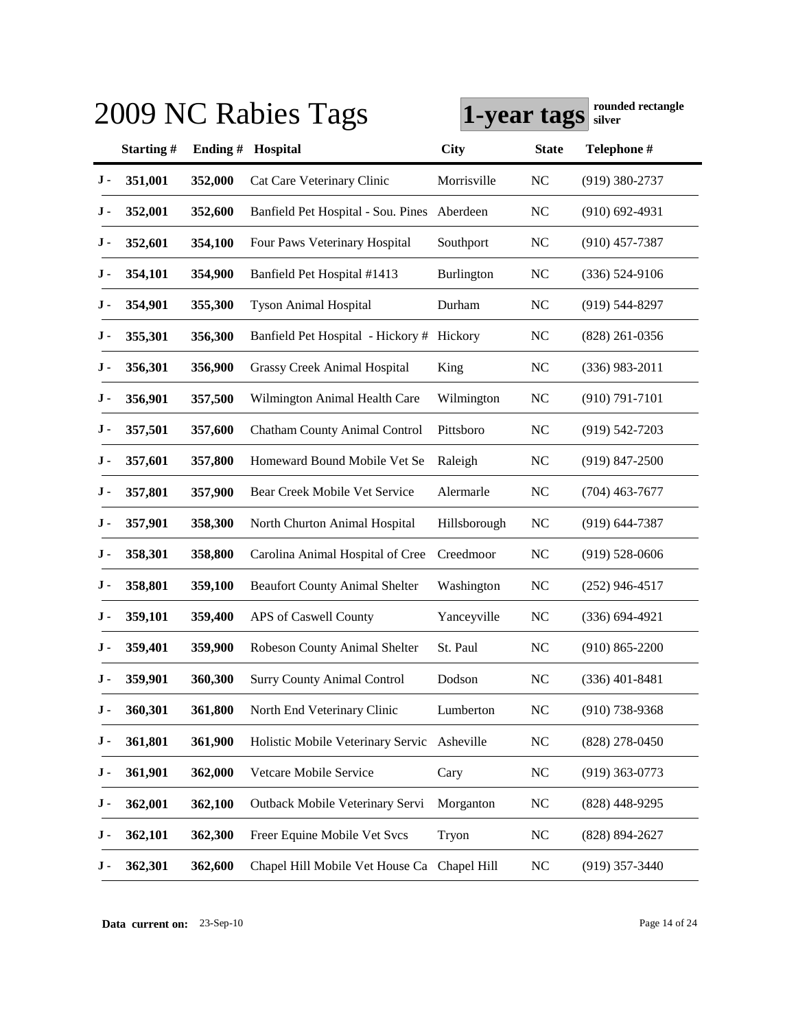# 2009 NC Rabies Tags

**1-year tags** **rounded rectangle silver**

| | Starting # | Ending # | Hospital | City | State | Telephone # |
|---|---|---|---|---|---|---|
| J - | 351,001 | 352,000 | Cat Care Veterinary Clinic | Morrisville | NC | (919) 380-2737 |
| J - | 352,001 | 352,600 | Banfield Pet Hospital - Sou. Pines | Aberdeen | NC | (910) 692-4931 |
| J - | 352,601 | 354,100 | Four Paws Veterinary Hospital | Southport | NC | (910) 457-7387 |
| J - | 354,101 | 354,900 | Banfield Pet Hospital #1413 | Burlington | NC | (336) 524-9106 |
| J - | 354,901 | 355,300 | Tyson Animal Hospital | Durham | NC | (919) 544-8297 |
| J - | 355,301 | 356,300 | Banfield Pet Hospital - Hickory # | Hickory | NC | (828) 261-0356 |
| J - | 356,301 | 356,900 | Grassy Creek Animal Hospital | King | NC | (336) 983-2011 |
| J - | 356,901 | 357,500 | Wilmington Animal Health Care | Wilmington | NC | (910) 791-7101 |
| J - | 357,501 | 357,600 | Chatham County Animal Control | Pittsboro | NC | (919) 542-7203 |
| J - | 357,601 | 357,800 | Homeward Bound Mobile Vet Se | Raleigh | NC | (919) 847-2500 |
| J - | 357,801 | 357,900 | Bear Creek Mobile Vet Service | Alermarle | NC | (704) 463-7677 |
| J - | 357,901 | 358,300 | North Churton Animal Hospital | Hillsborough | NC | (919) 644-7387 |
| J - | 358,301 | 358,800 | Carolina Animal Hospital of Cree | Creedmoor | NC | (919) 528-0606 |
| J - | 358,801 | 359,100 | Beaufort County Animal Shelter | Washington | NC | (252) 946-4517 |
| J - | 359,101 | 359,400 | APS of Caswell County | Yanceyville | NC | (336) 694-4921 |
| J - | 359,401 | 359,900 | Robeson County Animal Shelter | St. Paul | NC | (910) 865-2200 |
| J - | 359,901 | 360,300 | Surry County Animal Control | Dodson | NC | (336) 401-8481 |
| J - | 360,301 | 361,800 | North End Veterinary Clinic | Lumberton | NC | (910) 738-9368 |
| J - | 361,801 | 361,900 | Holistic Mobile Veterinary Servic | Asheville | NC | (828) 278-0450 |
| J - | 361,901 | 362,000 | Vetcare Mobile Service | Cary | NC | (919) 363-0773 |
| J - | 362,001 | 362,100 | Outback Mobile Veterinary Servi | Morganton | NC | (828) 448-9295 |
| J - | 362,101 | 362,300 | Freer Equine Mobile Vet Svcs | Tryon | NC | (828) 894-2627 |
| J - | 362,301 | 362,600 | Chapel Hill Mobile Vet House Ca | Chapel Hill | NC | (919) 357-3440 |

**Data current on:** 23-Sep-10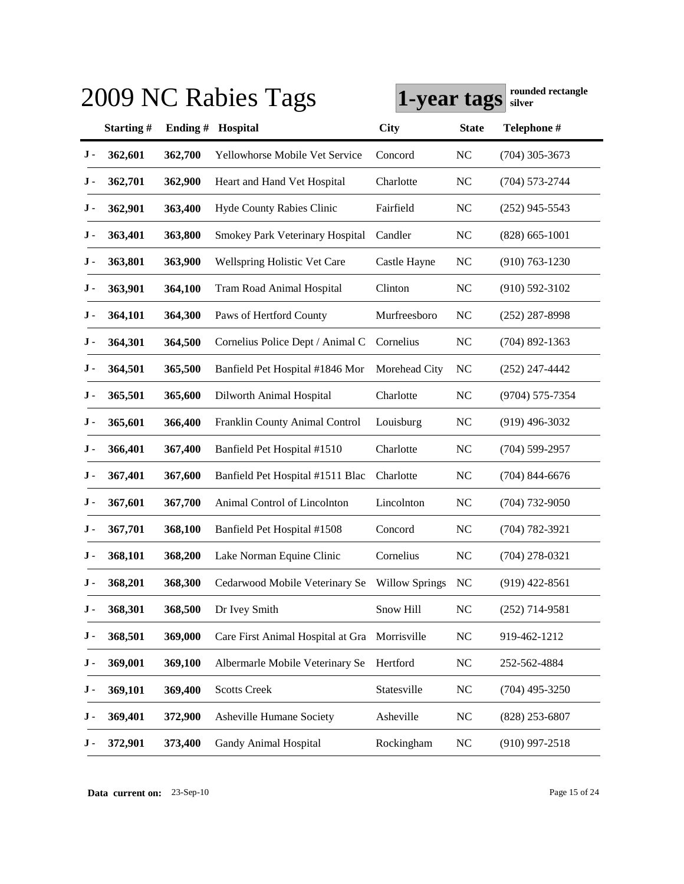# 2009 NC Rabies Tags

**1-year tags** **rounded rectangle silver**

| | Starting # | Ending # | Hospital | City | State | Telephone # |
|---|---|---|---|---|---|---|
| J - | 362,601 | 362,700 | Yellowhorse Mobile Vet Service | Concord | NC | (704) 305-3673 |
| J - | 362,701 | 362,900 | Heart and Hand Vet Hospital | Charlotte | NC | (704) 573-2744 |
| J - | 362,901 | 363,400 | Hyde County Rabies Clinic | Fairfield | NC | (252) 945-5543 |
| J - | 363,401 | 363,800 | Smokey Park Veterinary Hospital | Candler | NC | (828) 665-1001 |
| J - | 363,801 | 363,900 | Wellspring Holistic Vet Care | Castle Hayne | NC | (910) 763-1230 |
| J - | 363,901 | 364,100 | Tram Road Animal Hospital | Clinton | NC | (910) 592-3102 |
| J - | 364,101 | 364,300 | Paws of Hertford County | Murfreesboro | NC | (252) 287-8998 |
| J - | 364,301 | 364,500 | Cornelius Police Dept / Animal C | Cornelius | NC | (704) 892-1363 |
| J - | 364,501 | 365,500 | Banfield Pet Hospital #1846 Mor | Morehead City | NC | (252) 247-4442 |
| J - | 365,501 | 365,600 | Dilworth Animal Hospital | Charlotte | NC | (9704) 575-7354 |
| J - | 365,601 | 366,400 | Franklin County Animal Control | Louisburg | NC | (919) 496-3032 |
| J - | 366,401 | 367,400 | Banfield Pet Hospital #1510 | Charlotte | NC | (704) 599-2957 |
| J - | 367,401 | 367,600 | Banfield Pet Hospital #1511 Blac | Charlotte | NC | (704) 844-6676 |
| J - | 367,601 | 367,700 | Animal Control of Lincolnton | Lincolnton | NC | (704) 732-9050 |
| J - | 367,701 | 368,100 | Banfield Pet Hospital #1508 | Concord | NC | (704) 782-3921 |
| J - | 368,101 | 368,200 | Lake Norman Equine Clinic | Cornelius | NC | (704) 278-0321 |
| J - | 368,201 | 368,300 | Cedarwood Mobile Veterinary Se | Willow Springs | NC | (919) 422-8561 |
| J - | 368,301 | 368,500 | Dr Ivey Smith | Snow Hill | NC | (252) 714-9581 |
| J - | 368,501 | 369,000 | Care First Animal Hospital at Gra | Morrisville | NC | 919-462-1212 |
| J - | 369,001 | 369,100 | Albermarle Mobile Veterinary Se | Hertford | NC | 252-562-4884 |
| J - | 369,101 | 369,400 | Scotts Creek | Statesville | NC | (704) 495-3250 |
| J - | 369,401 | 372,900 | Asheville Humane Society | Asheville | NC | (828) 253-6807 |
| J - | 372,901 | 373,400 | Gandy Animal Hospital | Rockingham | NC | (910) 997-2518 |

**Data current on:** 23-Sep-10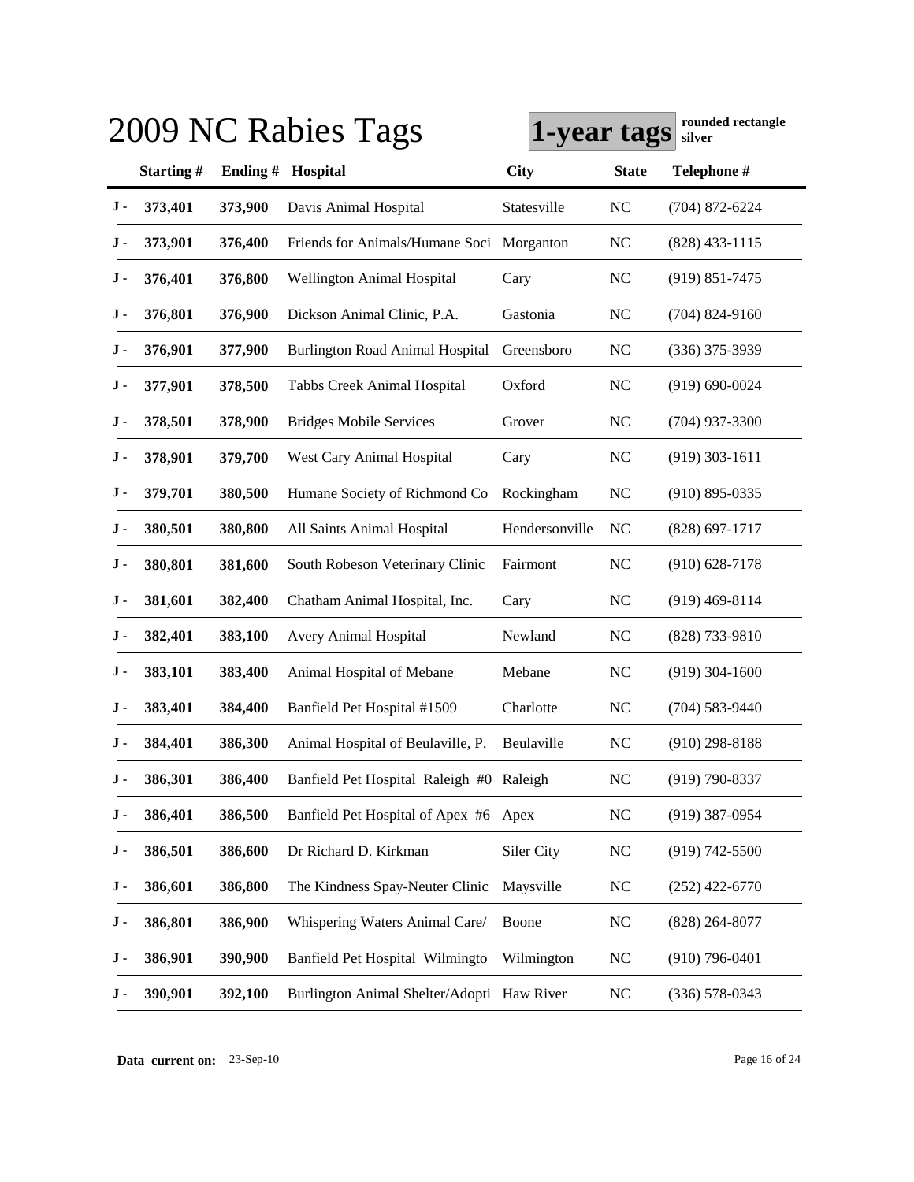# 2009 NC Rabies Tags

**1-year tags** **rounded rectangle silver**

| | Starting # | Ending # | Hospital | City | State | Telephone # |
|---|---|---|---|---|---|---|
| J - | 373,401 | 373,900 | Davis Animal Hospital | Statesville | NC | (704) 872-6224 |
| J - | 373,901 | 376,400 | Friends for Animals/Humane Soci | Morganton | NC | (828) 433-1115 |
| J - | 376,401 | 376,800 | Wellington Animal Hospital | Cary | NC | (919) 851-7475 |
| J - | 376,801 | 376,900 | Dickson Animal Clinic, P.A. | Gastonia | NC | (704) 824-9160 |
| J - | 376,901 | 377,900 | Burlington Road Animal Hospital | Greensboro | NC | (336) 375-3939 |
| J - | 377,901 | 378,500 | Tabbs Creek Animal Hospital | Oxford | NC | (919) 690-0024 |
| J - | 378,501 | 378,900 | Bridges Mobile Services | Grover | NC | (704) 937-3300 |
| J - | 378,901 | 379,700 | West Cary Animal Hospital | Cary | NC | (919) 303-1611 |
| J - | 379,701 | 380,500 | Humane Society of Richmond Co | Rockingham | NC | (910) 895-0335 |
| J - | 380,501 | 380,800 | All Saints Animal Hospital | Hendersonville | NC | (828) 697-1717 |
| J - | 380,801 | 381,600 | South Robeson Veterinary Clinic | Fairmont | NC | (910) 628-7178 |
| J - | 381,601 | 382,400 | Chatham Animal Hospital, Inc. | Cary | NC | (919) 469-8114 |
| J - | 382,401 | 383,100 | Avery Animal Hospital | Newland | NC | (828) 733-9810 |
| J - | 383,101 | 383,400 | Animal Hospital of Mebane | Mebane | NC | (919) 304-1600 |
| J - | 383,401 | 384,400 | Banfield Pet Hospital #1509 | Charlotte | NC | (704) 583-9440 |
| J - | 384,401 | 386,300 | Animal Hospital of Beulaville, P. | Beulaville | NC | (910) 298-8188 |
| J - | 386,301 | 386,400 | Banfield Pet Hospital Raleigh #0 | Raleigh | NC | (919) 790-8337 |
| J - | 386,401 | 386,500 | Banfield Pet Hospital of Apex #6 | Apex | NC | (919) 387-0954 |
| J - | 386,501 | 386,600 | Dr Richard D. Kirkman | Siler City | NC | (919) 742-5500 |
| J - | 386,601 | 386,800 | The Kindness Spay-Neuter Clinic | Maysville | NC | (252) 422-6770 |
| J - | 386,801 | 386,900 | Whispering Waters Animal Care/ | Boone | NC | (828) 264-8077 |
| J - | 386,901 | 390,900 | Banfield Pet Hospital Wilmingto | Wilmington | NC | (910) 796-0401 |
| J - | 390,901 | 392,100 | Burlington Animal Shelter/Adopti | Haw River | NC | (336) 578-0343 |

**Data current on:** 23-Sep-10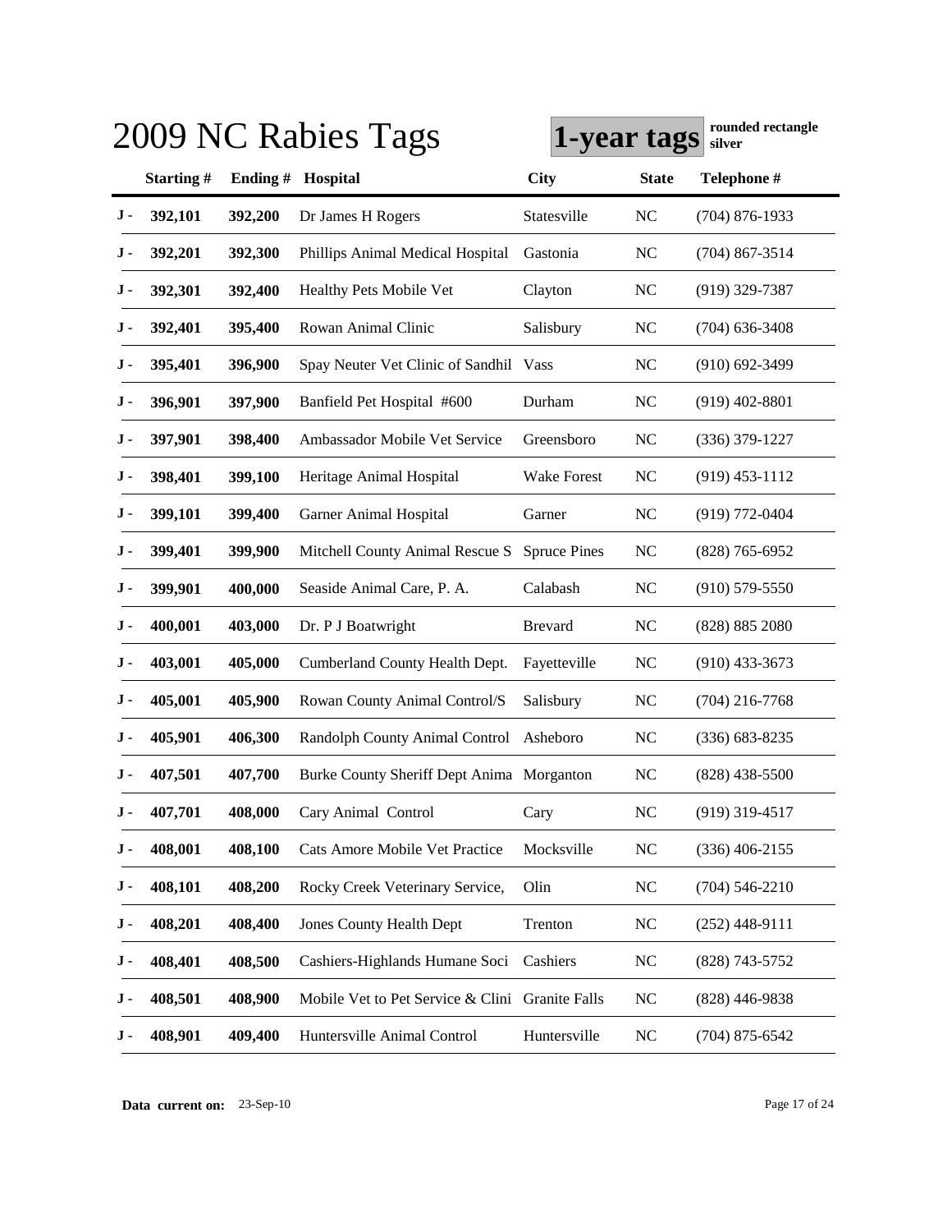# 2009 NC Rabies Tags

**1-year tags** **rounded rectangle silver**

| | Starting # | Ending # | Hospital | City | State | Telephone # |
|---|---|---|---|---|---|---|
| J - | 392,101 | 392,200 | Dr James H Rogers | Statesville | NC | (704) 876-1933 |
| J - | 392,201 | 392,300 | Phillips Animal Medical Hospital | Gastonia | NC | (704) 867-3514 |
| J - | 392,301 | 392,400 | Healthy Pets Mobile Vet | Clayton | NC | (919) 329-7387 |
| J - | 392,401 | 395,400 | Rowan Animal Clinic | Salisbury | NC | (704) 636-3408 |
| J - | 395,401 | 396,900 | Spay Neuter Vet Clinic of Sandhil | Vass | NC | (910) 692-3499 |
| J - | 396,901 | 397,900 | Banfield Pet Hospital #600 | Durham | NC | (919) 402-8801 |
| J - | 397,901 | 398,400 | Ambassador Mobile Vet Service | Greensboro | NC | (336) 379-1227 |
| J - | 398,401 | 399,100 | Heritage Animal Hospital | Wake Forest | NC | (919) 453-1112 |
| J - | 399,101 | 399,400 | Garner Animal Hospital | Garner | NC | (919) 772-0404 |
| J - | 399,401 | 399,900 | Mitchell County Animal Rescue S | Spruce Pines | NC | (828) 765-6952 |
| J - | 399,901 | 400,000 | Seaside Animal Care, P. A. | Calabash | NC | (910) 579-5550 |
| J - | 400,001 | 403,000 | Dr. P J Boatwright | Brevard | NC | (828) 885 2080 |
| J - | 403,001 | 405,000 | Cumberland County Health Dept. | Fayetteville | NC | (910) 433-3673 |
| J - | 405,001 | 405,900 | Rowan County Animal Control/S | Salisbury | NC | (704) 216-7768 |
| J - | 405,901 | 406,300 | Randolph County Animal Control | Asheboro | NC | (336) 683-8235 |
| J - | 407,501 | 407,700 | Burke County Sheriff Dept Anima | Morganton | NC | (828) 438-5500 |
| J - | 407,701 | 408,000 | Cary Animal Control | Cary | NC | (919) 319-4517 |
| J - | 408,001 | 408,100 | Cats Amore Mobile Vet Practice | Mocksville | NC | (336) 406-2155 |
| J - | 408,101 | 408,200 | Rocky Creek Veterinary Service, | Olin | NC | (704) 546-2210 |
| J - | 408,201 | 408,400 | Jones County Health Dept | Trenton | NC | (252) 448-9111 |
| J - | 408,401 | 408,500 | Cashiers-Highlands Humane Soci | Cashiers | NC | (828) 743-5752 |
| J - | 408,501 | 408,900 | Mobile Vet to Pet Service & Clini | Granite Falls | NC | (828) 446-9838 |
| J - | 408,901 | 409,400 | Huntersville Animal Control | Huntersville | NC | (704) 875-6542 |

**Data current on:** 23-Sep-10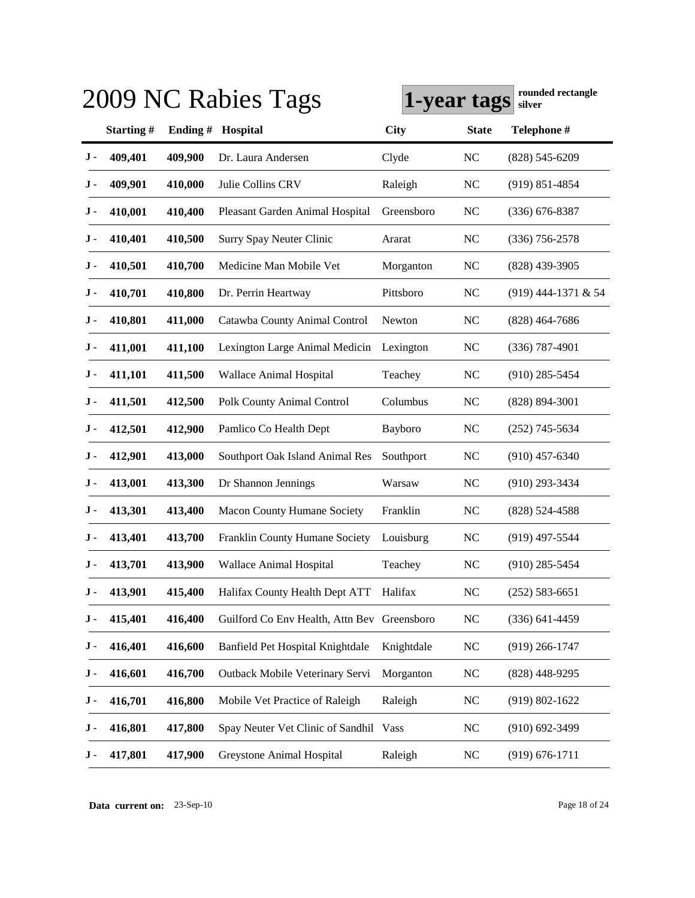# 2009 NC Rabies Tags

**1-year tags** **rounded rectangle silver**

| | Starting # | Ending # | Hospital | City | State | Telephone # |
|---|---|---|---|---|---|---|
| J - | 409,401 | 409,900 | Dr. Laura Andersen | Clyde | NC | (828) 545-6209 |
| J - | 409,901 | 410,000 | Julie Collins CRV | Raleigh | NC | (919) 851-4854 |
| J - | 410,001 | 410,400 | Pleasant Garden Animal Hospital | Greensboro | NC | (336) 676-8387 |
| J - | 410,401 | 410,500 | Surry Spay Neuter Clinic | Ararat | NC | (336) 756-2578 |
| J - | 410,501 | 410,700 | Medicine Man Mobile Vet | Morganton | NC | (828) 439-3905 |
| J - | 410,701 | 410,800 | Dr. Perrin Heartway | Pittsboro | NC | (919) 444-1371 & 54 |
| J - | 410,801 | 411,000 | Catawba County Animal Control | Newton | NC | (828) 464-7686 |
| J - | 411,001 | 411,100 | Lexington Large Animal Medicin | Lexington | NC | (336) 787-4901 |
| J - | 411,101 | 411,500 | Wallace Animal Hospital | Teachey | NC | (910) 285-5454 |
| J - | 411,501 | 412,500 | Polk County Animal Control | Columbus | NC | (828) 894-3001 |
| J - | 412,501 | 412,900 | Pamlico Co Health Dept | Bayboro | NC | (252) 745-5634 |
| J - | 412,901 | 413,000 | Southport Oak Island Animal Res | Southport | NC | (910) 457-6340 |
| J - | 413,001 | 413,300 | Dr Shannon Jennings | Warsaw | NC | (910) 293-3434 |
| J - | 413,301 | 413,400 | Macon County Humane Society | Franklin | NC | (828) 524-4588 |
| J - | 413,401 | 413,700 | Franklin County Humane Society | Louisburg | NC | (919) 497-5544 |
| J - | 413,701 | 413,900 | Wallace Animal Hospital | Teachey | NC | (910) 285-5454 |
| J - | 413,901 | 415,400 | Halifax County Health Dept ATT | Halifax | NC | (252) 583-6651 |
| J - | 415,401 | 416,400 | Guilford Co Env Health, Attn Bev | Greensboro | NC | (336) 641-4459 |
| J - | 416,401 | 416,600 | Banfield Pet Hospital Knightdale | Knightdale | NC | (919) 266-1747 |
| J - | 416,601 | 416,700 | Outback Mobile Veterinary Servi | Morganton | NC | (828) 448-9295 |
| J - | 416,701 | 416,800 | Mobile Vet Practice of Raleigh | Raleigh | NC | (919) 802-1622 |
| J - | 416,801 | 417,800 | Spay Neuter Vet Clinic of Sandhil | Vass | NC | (910) 692-3499 |
| J - | 417,801 | 417,900 | Greystone Animal Hospital | Raleigh | NC | (919) 676-1711 |

**Data current on:** 23-Sep-10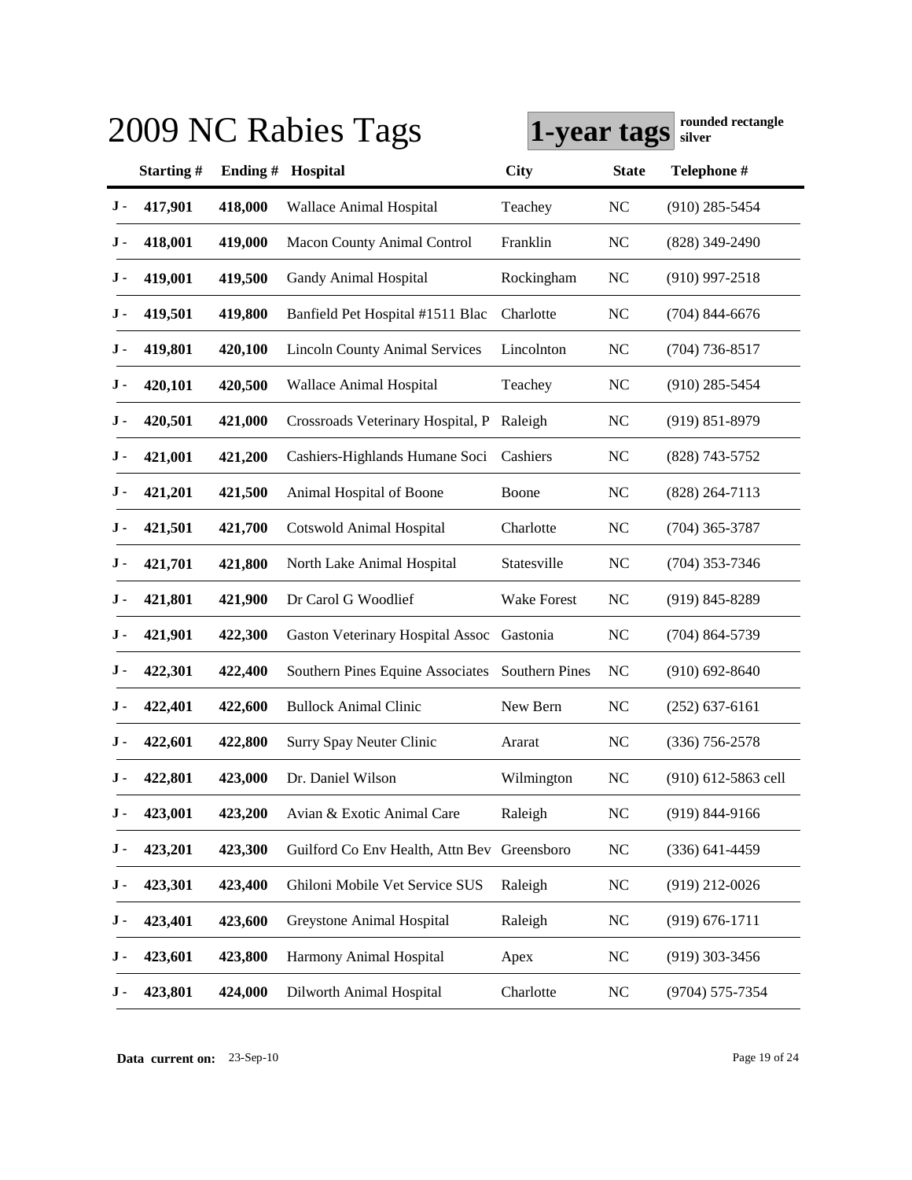# 2009 NC Rabies Tags

**1-year tags** **rounded rectangle silver**

| | Starting # | Ending # | Hospital | City | State | Telephone # |
|---|---|---|---|---|---|---|
| J - | 417,901 | 418,000 | Wallace Animal Hospital | Teachey | NC | (910) 285-5454 |
| J - | 418,001 | 419,000 | Macon County Animal Control | Franklin | NC | (828) 349-2490 |
| J - | 419,001 | 419,500 | Gandy Animal Hospital | Rockingham | NC | (910) 997-2518 |
| J - | 419,501 | 419,800 | Banfield Pet Hospital #1511 Blac | Charlotte | NC | (704) 844-6676 |
| J - | 419,801 | 420,100 | Lincoln County Animal Services | Lincolnton | NC | (704) 736-8517 |
| J - | 420,101 | 420,500 | Wallace Animal Hospital | Teachey | NC | (910) 285-5454 |
| J - | 420,501 | 421,000 | Crossroads Veterinary Hospital, P | Raleigh | NC | (919) 851-8979 |
| J - | 421,001 | 421,200 | Cashiers-Highlands Humane Soci | Cashiers | NC | (828) 743-5752 |
| J - | 421,201 | 421,500 | Animal Hospital of Boone | Boone | NC | (828) 264-7113 |
| J - | 421,501 | 421,700 | Cotswold Animal Hospital | Charlotte | NC | (704) 365-3787 |
| J - | 421,701 | 421,800 | North Lake Animal Hospital | Statesville | NC | (704) 353-7346 |
| J - | 421,801 | 421,900 | Dr Carol G Woodlief | Wake Forest | NC | (919) 845-8289 |
| J - | 421,901 | 422,300 | Gaston Veterinary Hospital Assoc | Gastonia | NC | (704) 864-5739 |
| J - | 422,301 | 422,400 | Southern Pines Equine Associates | Southern Pines | NC | (910) 692-8640 |
| J - | 422,401 | 422,600 | Bullock Animal Clinic | New Bern | NC | (252) 637-6161 |
| J - | 422,601 | 422,800 | Surry Spay Neuter Clinic | Ararat | NC | (336) 756-2578 |
| J - | 422,801 | 423,000 | Dr. Daniel Wilson | Wilmington | NC | (910) 612-5863 cell |
| J - | 423,001 | 423,200 | Avian & Exotic Animal Care | Raleigh | NC | (919) 844-9166 |
| J - | 423,201 | 423,300 | Guilford Co Env Health, Attn Bev | Greensboro | NC | (336) 641-4459 |
| J - | 423,301 | 423,400 | Ghiloni Mobile Vet Service SUS | Raleigh | NC | (919) 212-0026 |
| J - | 423,401 | 423,600 | Greystone Animal Hospital | Raleigh | NC | (919) 676-1711 |
| J - | 423,601 | 423,800 | Harmony Animal Hospital | Apex | NC | (919) 303-3456 |
| J - | 423,801 | 424,000 | Dilworth Animal Hospital | Charlotte | NC | (9704) 575-7354 |

**Data current on:** 23-Sep-10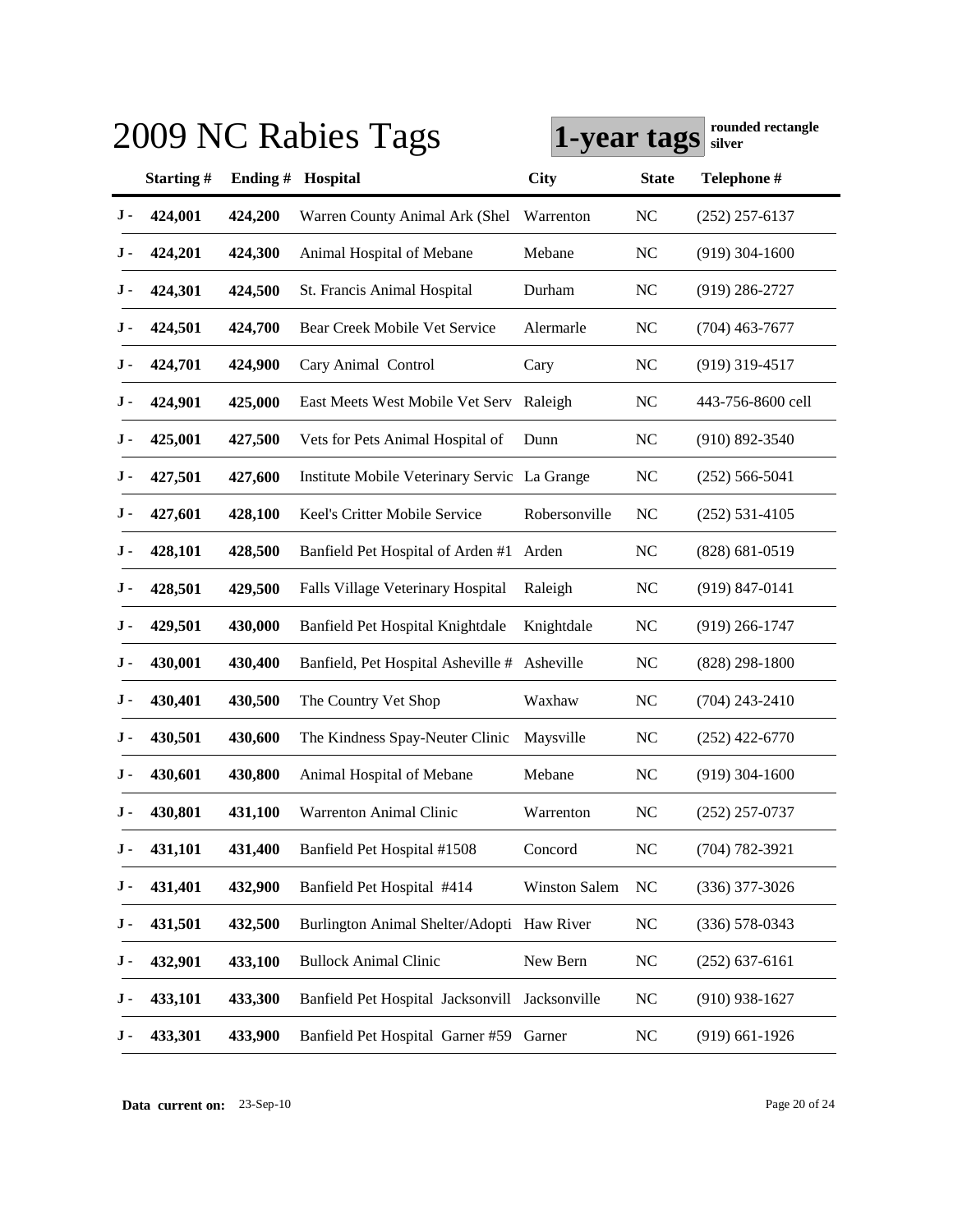# 2009 NC Rabies Tags

**1-year tags** **rounded rectangle silver**

| | Starting # | Ending # | Hospital | City | State | Telephone # |
|---|---|---|---|---|---|---|
| J - | 424,001 | 424,200 | Warren County Animal Ark (Shel | Warrenton | NC | (252) 257-6137 |
| J - | 424,201 | 424,300 | Animal Hospital of Mebane | Mebane | NC | (919) 304-1600 |
| J - | 424,301 | 424,500 | St. Francis Animal Hospital | Durham | NC | (919) 286-2727 |
| J - | 424,501 | 424,700 | Bear Creek Mobile Vet Service | Alermarle | NC | (704) 463-7677 |
| J - | 424,701 | 424,900 | Cary Animal Control | Cary | NC | (919) 319-4517 |
| J - | 424,901 | 425,000 | East Meets West Mobile Vet Serv | Raleigh | NC | 443-756-8600 cell |
| J - | 425,001 | 427,500 | Vets for Pets Animal Hospital of | Dunn | NC | (910) 892-3540 |
| J - | 427,501 | 427,600 | Institute Mobile Veterinary Servic | La Grange | NC | (252) 566-5041 |
| J - | 427,601 | 428,100 | Keel's Critter Mobile Service | Robersonville | NC | (252) 531-4105 |
| J - | 428,101 | 428,500 | Banfield Pet Hospital of Arden #1 | Arden | NC | (828) 681-0519 |
| J - | 428,501 | 429,500 | Falls Village Veterinary Hospital | Raleigh | NC | (919) 847-0141 |
| J - | 429,501 | 430,000 | Banfield Pet Hospital Knightdale | Knightdale | NC | (919) 266-1747 |
| J - | 430,001 | 430,400 | Banfield, Pet Hospital Asheville # | Asheville | NC | (828) 298-1800 |
| J - | 430,401 | 430,500 | The Country Vet Shop | Waxhaw | NC | (704) 243-2410 |
| J - | 430,501 | 430,600 | The Kindness Spay-Neuter Clinic | Maysville | NC | (252) 422-6770 |
| J - | 430,601 | 430,800 | Animal Hospital of Mebane | Mebane | NC | (919) 304-1600 |
| J - | 430,801 | 431,100 | Warrenton Animal Clinic | Warrenton | NC | (252) 257-0737 |
| J - | 431,101 | 431,400 | Banfield Pet Hospital #1508 | Concord | NC | (704) 782-3921 |
| J - | 431,401 | 432,900 | Banfield Pet Hospital #414 | Winston Salem | NC | (336) 377-3026 |
| J - | 431,501 | 432,500 | Burlington Animal Shelter/Adopti | Haw River | NC | (336) 578-0343 |
| J - | 432,901 | 433,100 | Bullock Animal Clinic | New Bern | NC | (252) 637-6161 |
| J - | 433,101 | 433,300 | Banfield Pet Hospital Jacksonvill | Jacksonville | NC | (910) 938-1627 |
| J - | 433,301 | 433,900 | Banfield Pet Hospital Garner #59 | Garner | NC | (919) 661-1926 |

**Data current on:** 23-Sep-10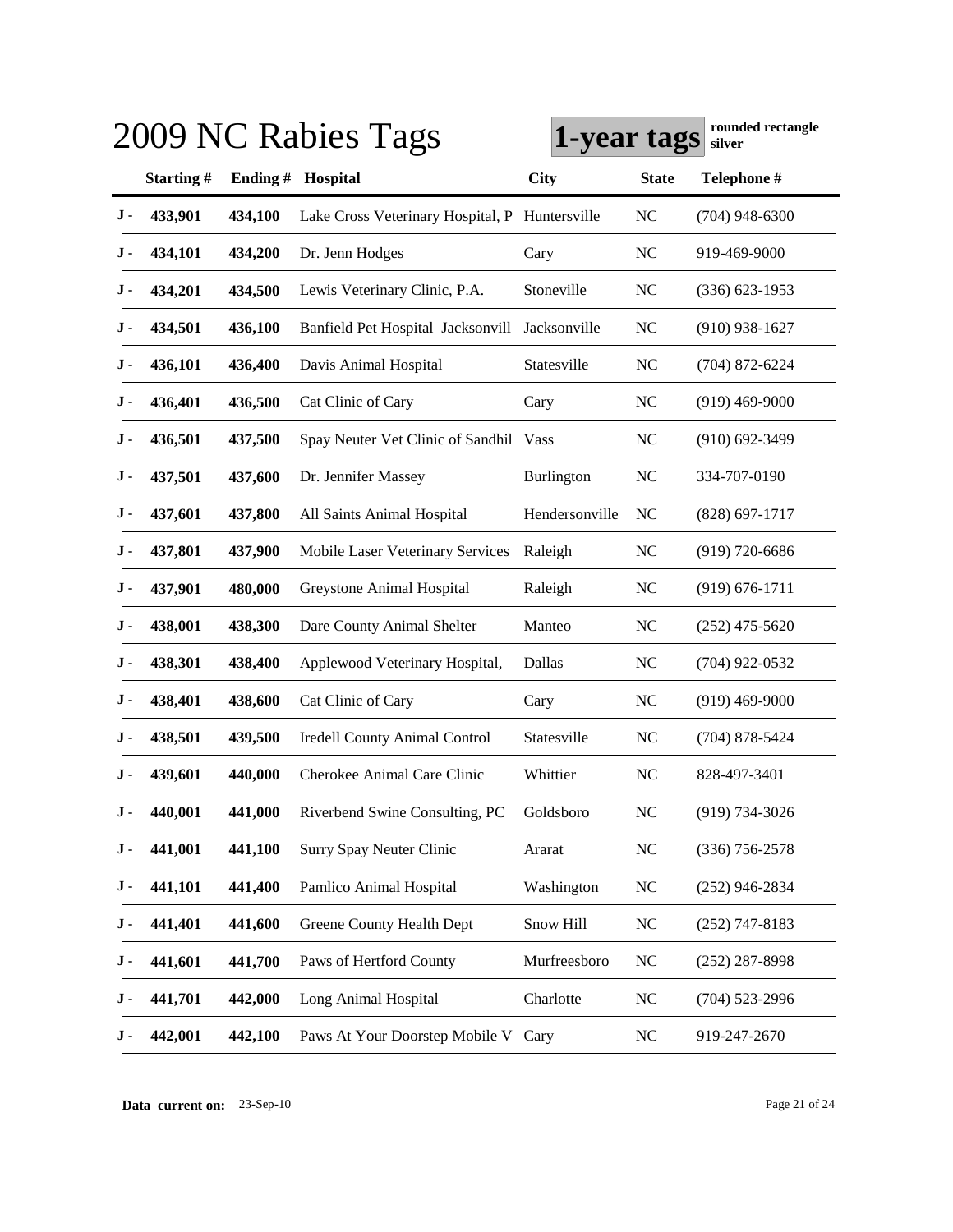# 2009 NC Rabies Tags

**1-year tags** **rounded rectangle silver**

| | Starting # | Ending # | Hospital | City | State | Telephone # |
|---|---|---|---|---|---|---|
| J - | 433,901 | 434,100 | Lake Cross Veterinary Hospital, P | Huntersville | NC | (704) 948-6300 |
| J - | 434,101 | 434,200 | Dr. Jenn Hodges | Cary | NC | 919-469-9000 |
| J - | 434,201 | 434,500 | Lewis Veterinary Clinic, P.A. | Stoneville | NC | (336) 623-1953 |
| J - | 434,501 | 436,100 | Banfield Pet Hospital Jacksonvill | Jacksonville | NC | (910) 938-1627 |
| J - | 436,101 | 436,400 | Davis Animal Hospital | Statesville | NC | (704) 872-6224 |
| J - | 436,401 | 436,500 | Cat Clinic of Cary | Cary | NC | (919) 469-9000 |
| J - | 436,501 | 437,500 | Spay Neuter Vet Clinic of Sandhil | Vass | NC | (910) 692-3499 |
| J - | 437,501 | 437,600 | Dr. Jennifer Massey | Burlington | NC | 334-707-0190 |
| J - | 437,601 | 437,800 | All Saints Animal Hospital | Hendersonville | NC | (828) 697-1717 |
| J - | 437,801 | 437,900 | Mobile Laser Veterinary Services | Raleigh | NC | (919) 720-6686 |
| J - | 437,901 | 480,000 | Greystone Animal Hospital | Raleigh | NC | (919) 676-1711 |
| J - | 438,001 | 438,300 | Dare County Animal Shelter | Manteo | NC | (252) 475-5620 |
| J - | 438,301 | 438,400 | Applewood Veterinary Hospital, | Dallas | NC | (704) 922-0532 |
| J - | 438,401 | 438,600 | Cat Clinic of Cary | Cary | NC | (919) 469-9000 |
| J - | 438,501 | 439,500 | Iredell County Animal Control | Statesville | NC | (704) 878-5424 |
| J - | 439,601 | 440,000 | Cherokee Animal Care Clinic | Whittier | NC | 828-497-3401 |
| J - | 440,001 | 441,000 | Riverbend Swine Consulting, PC | Goldsboro | NC | (919) 734-3026 |
| J - | 441,001 | 441,100 | Surry Spay Neuter Clinic | Ararat | NC | (336) 756-2578 |
| J - | 441,101 | 441,400 | Pamlico Animal Hospital | Washington | NC | (252) 946-2834 |
| J - | 441,401 | 441,600 | Greene County Health Dept | Snow Hill | NC | (252) 747-8183 |
| J - | 441,601 | 441,700 | Paws of Hertford County | Murfreesboro | NC | (252) 287-8998 |
| J - | 441,701 | 442,000 | Long Animal Hospital | Charlotte | NC | (704) 523-2996 |
| J - | 442,001 | 442,100 | Paws At Your Doorstep Mobile V | Cary | NC | 919-247-2670 |

**Data current on:** 23-Sep-10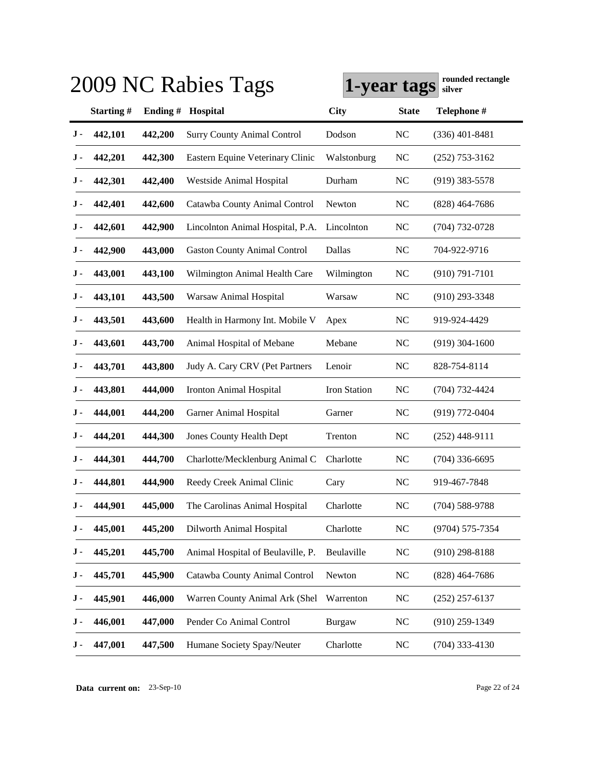# 2009 NC Rabies Tags

**1-year tags** **rounded rectangle silver**

| | Starting # | Ending # | Hospital | City | State | Telephone # |
|---|---|---|---|---|---|---|
| J - | 442,101 | 442,200 | Surry County Animal Control | Dodson | NC | (336) 401-8481 |
| J - | 442,201 | 442,300 | Eastern Equine Veterinary Clinic | Walstonburg | NC | (252) 753-3162 |
| J - | 442,301 | 442,400 | Westside Animal Hospital | Durham | NC | (919) 383-5578 |
| J - | 442,401 | 442,600 | Catawba County Animal Control | Newton | NC | (828) 464-7686 |
| J - | 442,601 | 442,900 | Lincolnton Animal Hospital, P.A. | Lincolnton | NC | (704) 732-0728 |
| J - | 442,900 | 443,000 | Gaston County Animal Control | Dallas | NC | 704-922-9716 |
| J - | 443,001 | 443,100 | Wilmington Animal Health Care | Wilmington | NC | (910) 791-7101 |
| J - | 443,101 | 443,500 | Warsaw Animal Hospital | Warsaw | NC | (910) 293-3348 |
| J - | 443,501 | 443,600 | Health in Harmony Int. Mobile V | Apex | NC | 919-924-4429 |
| J - | 443,601 | 443,700 | Animal Hospital of Mebane | Mebane | NC | (919) 304-1600 |
| J - | 443,701 | 443,800 | Judy A. Cary CRV (Pet Partners | Lenoir | NC | 828-754-8114 |
| J - | 443,801 | 444,000 | Ironton Animal Hospital | Iron Station | NC | (704) 732-4424 |
| J - | 444,001 | 444,200 | Garner Animal Hospital | Garner | NC | (919) 772-0404 |
| J - | 444,201 | 444,300 | Jones County Health Dept | Trenton | NC | (252) 448-9111 |
| J - | 444,301 | 444,700 | Charlotte/Mecklenburg Animal C | Charlotte | NC | (704) 336-6695 |
| J - | 444,801 | 444,900 | Reedy Creek Animal Clinic | Cary | NC | 919-467-7848 |
| J - | 444,901 | 445,000 | The Carolinas Animal Hospital | Charlotte | NC | (704) 588-9788 |
| J - | 445,001 | 445,200 | Dilworth Animal Hospital | Charlotte | NC | (9704) 575-7354 |
| J - | 445,201 | 445,700 | Animal Hospital of Beulaville, P. | Beulaville | NC | (910) 298-8188 |
| J - | 445,701 | 445,900 | Catawba County Animal Control | Newton | NC | (828) 464-7686 |
| J - | 445,901 | 446,000 | Warren County Animal Ark (Shel | Warrenton | NC | (252) 257-6137 |
| J - | 446,001 | 447,000 | Pender Co Animal Control | Burgaw | NC | (910) 259-1349 |
| J - | 447,001 | 447,500 | Humane Society Spay/Neuter | Charlotte | NC | (704) 333-4130 |

**Data current on:** 23-Sep-10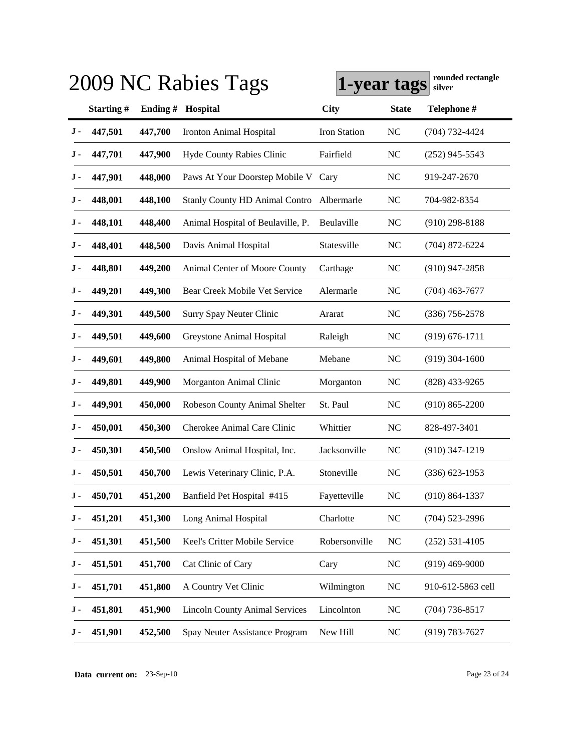# 2009 NC Rabies Tags

**1-year tags** rounded rectangle silver

| | Starting # | Ending # | Hospital | City | State | Telephone # |
|---|---|---|---|---|---|---|
| J - | 447,501 | 447,700 | Ironton Animal Hospital | Iron Station | NC | (704) 732-4424 |
| J - | 447,701 | 447,900 | Hyde County Rabies Clinic | Fairfield | NC | (252) 945-5543 |
| J - | 447,901 | 448,000 | Paws At Your Doorstep Mobile V | Cary | NC | 919-247-2670 |
| J - | 448,001 | 448,100 | Stanly County HD Animal Contro | Albermarle | NC | 704-982-8354 |
| J - | 448,101 | 448,400 | Animal Hospital of Beulaville, P. | Beulaville | NC | (910) 298-8188 |
| J - | 448,401 | 448,500 | Davis Animal Hospital | Statesville | NC | (704) 872-6224 |
| J - | 448,801 | 449,200 | Animal Center of Moore County | Carthage | NC | (910) 947-2858 |
| J - | 449,201 | 449,300 | Bear Creek Mobile Vet Service | Alermarle | NC | (704) 463-7677 |
| J - | 449,301 | 449,500 | Surry Spay Neuter Clinic | Ararat | NC | (336) 756-2578 |
| J - | 449,501 | 449,600 | Greystone Animal Hospital | Raleigh | NC | (919) 676-1711 |
| J - | 449,601 | 449,800 | Animal Hospital of Mebane | Mebane | NC | (919) 304-1600 |
| J - | 449,801 | 449,900 | Morganton Animal Clinic | Morganton | NC | (828) 433-9265 |
| J - | 449,901 | 450,000 | Robeson County Animal Shelter | St. Paul | NC | (910) 865-2200 |
| J - | 450,001 | 450,300 | Cherokee Animal Care Clinic | Whittier | NC | 828-497-3401 |
| J - | 450,301 | 450,500 | Onslow Animal Hospital, Inc. | Jacksonville | NC | (910) 347-1219 |
| J - | 450,501 | 450,700 | Lewis Veterinary Clinic, P.A. | Stoneville | NC | (336) 623-1953 |
| J - | 450,701 | 451,200 | Banfield Pet Hospital #415 | Fayetteville | NC | (910) 864-1337 |
| J - | 451,201 | 451,300 | Long Animal Hospital | Charlotte | NC | (704) 523-2996 |
| J - | 451,301 | 451,500 | Keel's Critter Mobile Service | Robersonville | NC | (252) 531-4105 |
| J - | 451,501 | 451,700 | Cat Clinic of Cary | Cary | NC | (919) 469-9000 |
| J - | 451,701 | 451,800 | A Country Vet Clinic | Wilmington | NC | 910-612-5863 cell |
| J - | 451,801 | 451,900 | Lincoln County Animal Services | Lincolnton | NC | (704) 736-8517 |
| J - | 451,901 | 452,500 | Spay Neuter Assistance Program | New Hill | NC | (919) 783-7627 |

**Data current on:** 23-Sep-10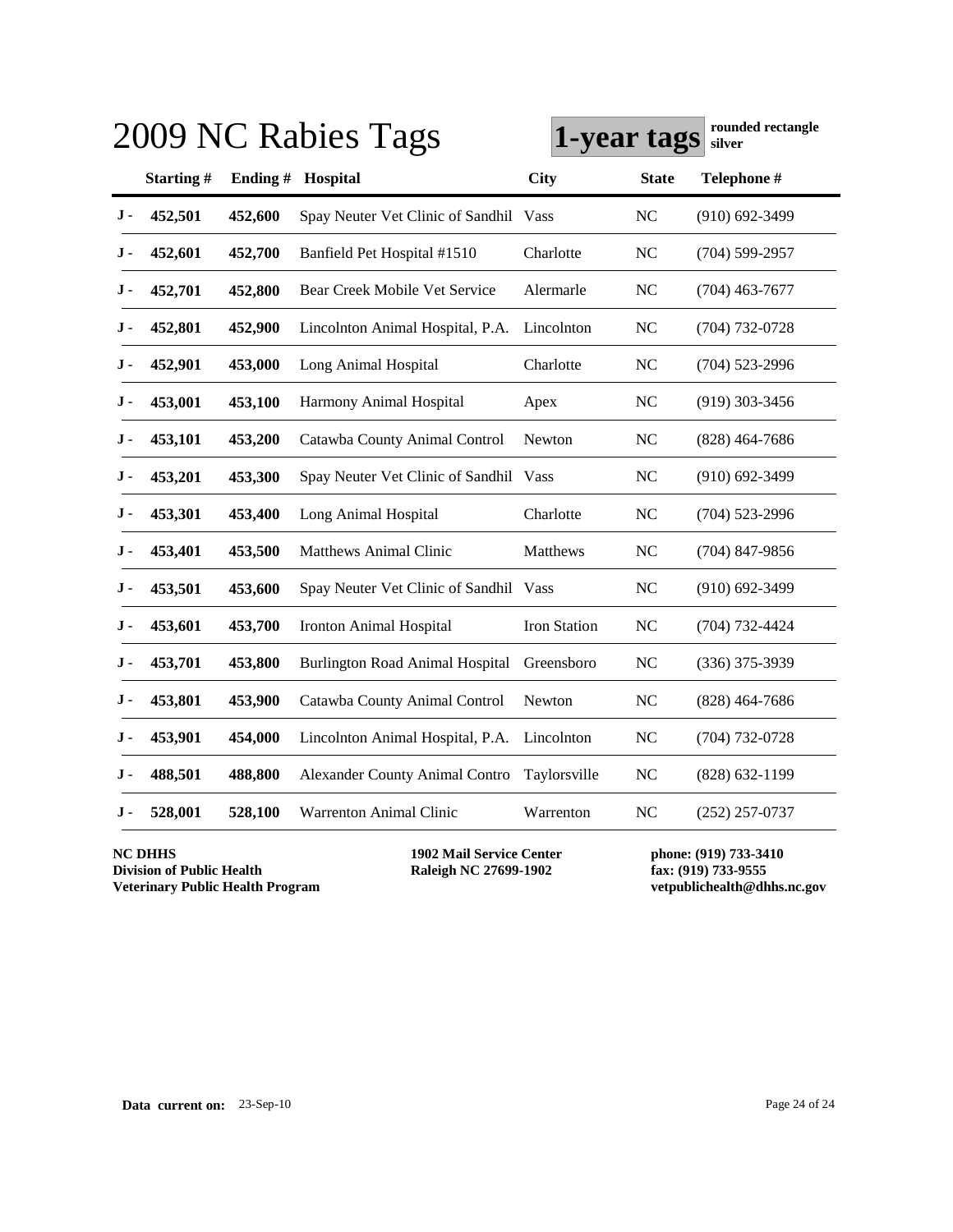# 2009 NC Rabies Tags

**1-year tags** **rounded rectangle silver**

| | Starting # | Ending # | Hospital | City | State | Telephone # |
|---|---|---|---|---|---|---|
| J - | 452,501 | 452,600 | Spay Neuter Vet Clinic of Sandhil | Vass | NC | (910) 692-3499 |
| J - | 452,601 | 452,700 | Banfield Pet Hospital #1510 | Charlotte | NC | (704) 599-2957 |
| J - | 452,701 | 452,800 | Bear Creek Mobile Vet Service | Alermarle | NC | (704) 463-7677 |
| J - | 452,801 | 452,900 | Lincolnton Animal Hospital, P.A. | Lincolnton | NC | (704) 732-0728 |
| J - | 452,901 | 453,000 | Long Animal Hospital | Charlotte | NC | (704) 523-2996 |
| J - | 453,001 | 453,100 | Harmony Animal Hospital | Apex | NC | (919) 303-3456 |
| J - | 453,101 | 453,200 | Catawba County Animal Control | Newton | NC | (828) 464-7686 |
| J - | 453,201 | 453,300 | Spay Neuter Vet Clinic of Sandhil | Vass | NC | (910) 692-3499 |
| J - | 453,301 | 453,400 | Long Animal Hospital | Charlotte | NC | (704) 523-2996 |
| J - | 453,401 | 453,500 | Matthews Animal Clinic | Matthews | NC | (704) 847-9856 |
| J - | 453,501 | 453,600 | Spay Neuter Vet Clinic of Sandhil | Vass | NC | (910) 692-3499 |
| J - | 453,601 | 453,700 | Ironton Animal Hospital | Iron Station | NC | (704) 732-4424 |
| J - | 453,701 | 453,800 | Burlington Road Animal Hospital | Greensboro | NC | (336) 375-3939 |
| J - | 453,801 | 453,900 | Catawba County Animal Control | Newton | NC | (828) 464-7686 |
| J - | 453,901 | 454,000 | Lincolnton Animal Hospital, P.A. | Lincolnton | NC | (704) 732-0728 |
| J - | 488,501 | 488,800 | Alexander County Animal Contro | Taylorsville | NC | (828) 632-1199 |
| J - | 528,001 | 528,100 | Warrenton Animal Clinic | Warrenton | NC | (252) 257-0737 |

**NC DHHS**
**Division of Public Health**
**Veterinary Public Health Program**

**1902 Mail Service Center**
**Raleigh NC 27699-1902**

**phone: (919) 733-3410**
**fax: (919) 733-9555**
**vetpublichealth@dhhs.nc.gov**

**Data current on:** 23-Sep-10